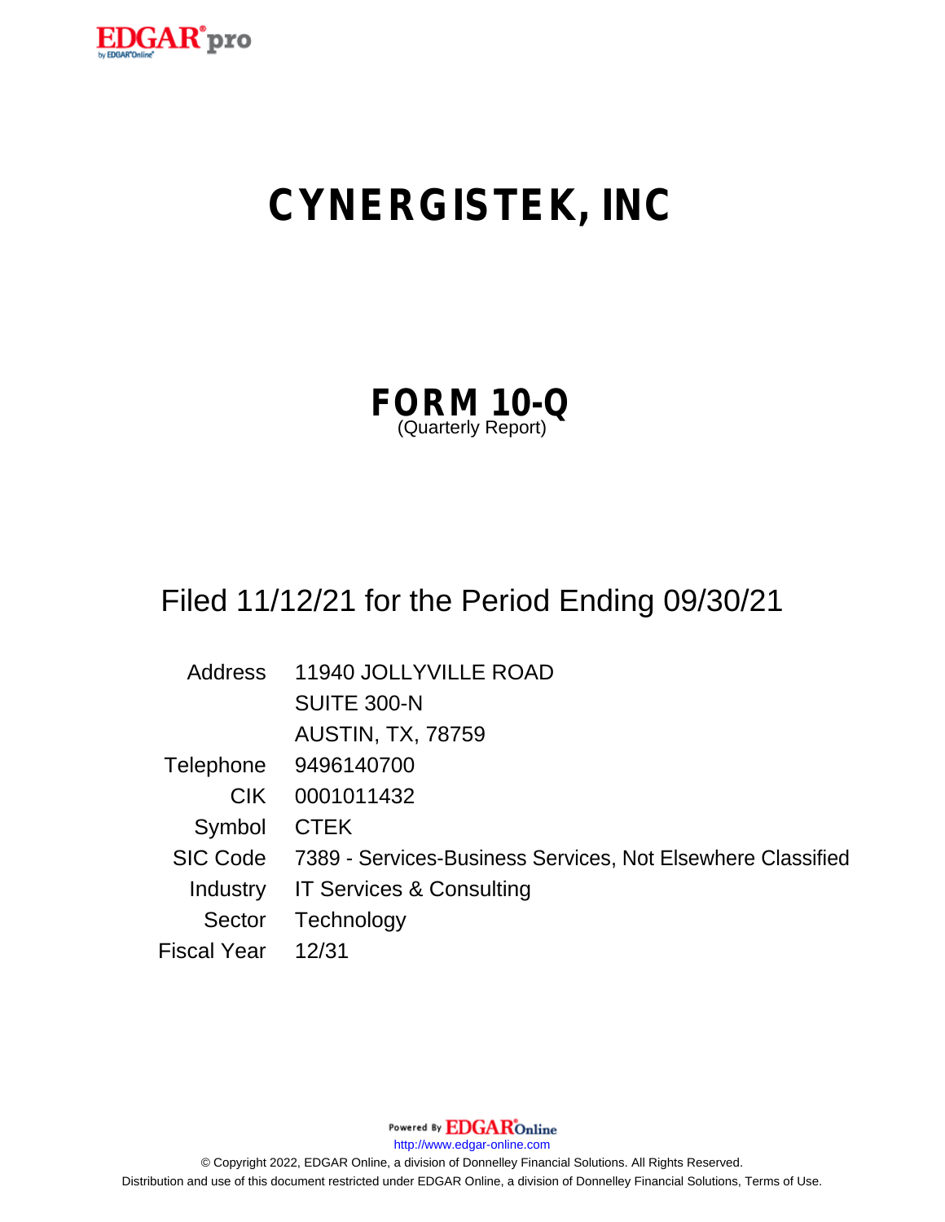# CYNERGISTEK, INC

## FORM 10-Q
(Quarterly Report)

Filed 11/12/21 for the Period Ending 09/30/21

| | |
|---|---|
| Address | 11940 JOLLYVILLE ROAD<br>SUITE 300-N<br>AUSTIN, TX, 78759 |
| Telephone | 9496140700 |
| CIK | 0001011432 |
| Symbol | CTEK |
| SIC Code | 7389 - Services-Business Services, Not Elsewhere Classified |
| Industry | IT Services & Consulting |
| Sector | Technology |
| Fiscal Year | 12/31 |

Powered By EDGAR Online

http://www.edgar-online.com

© Copyright 2022, EDGAR Online, a division of Donnelley Financial Solutions. All Rights Reserved.

Distribution and use of this document restricted under EDGAR Online, a division of Donnelley Financial Solutions, Terms of Use.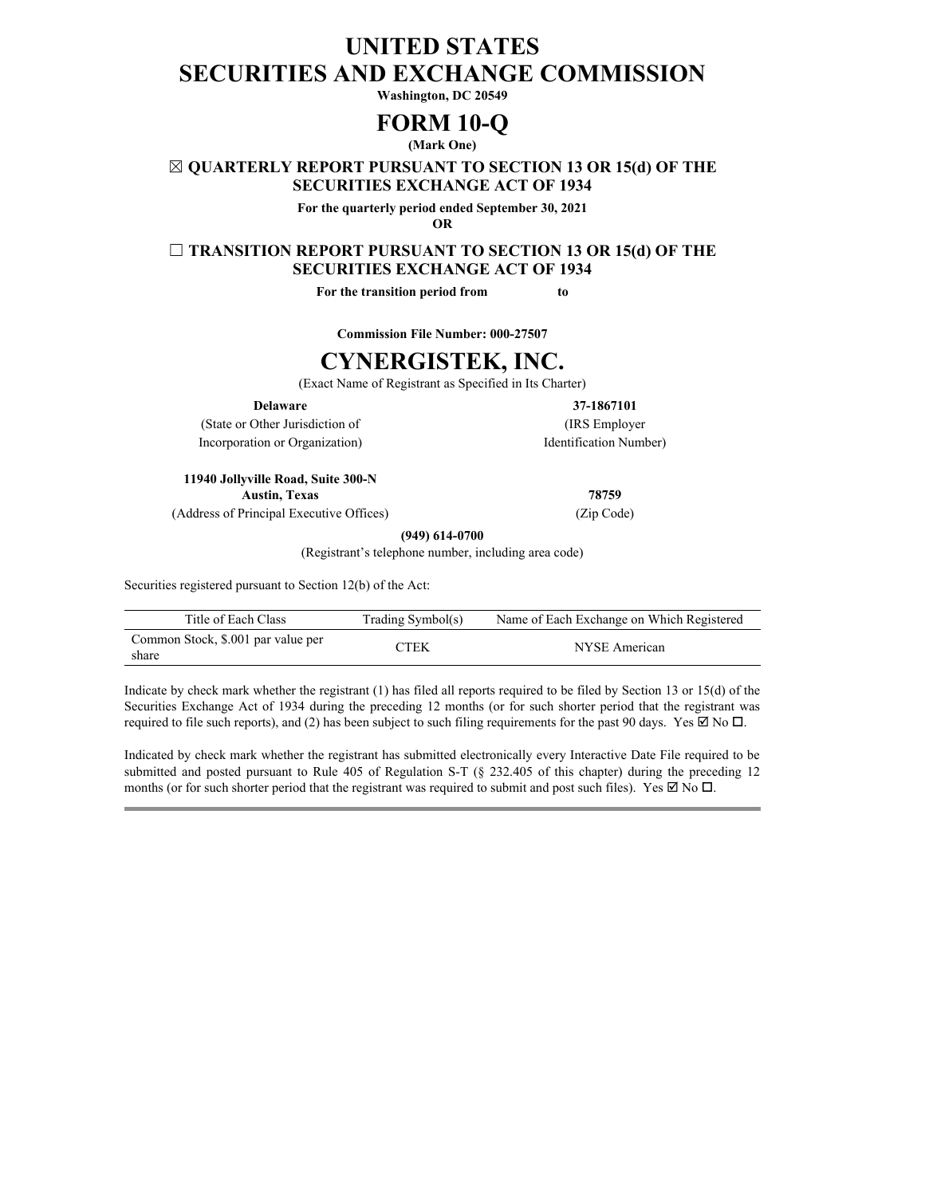# UNITED STATES
# SECURITIES AND EXCHANGE COMMISSION

**Washington, DC 20549**

# FORM 10-Q

**(Mark One)**

**☒ QUARTERLY REPORT PURSUANT TO SECTION 13 OR 15(d) OF THE SECURITIES EXCHANGE ACT OF 1934**

**For the quarterly period ended September 30, 2021**

**OR**

**☐ TRANSITION REPORT PURSUANT TO SECTION 13 OR 15(d) OF THE SECURITIES EXCHANGE ACT OF 1934**

**For the transition period from to**

**Commission File Number: 000-27507**

# CYNERGISTEK, INC.

(Exact Name of Registrant as Specified in Its Charter)

| **Delaware** | **37-1867101** |
|---|---|
| (State or Other Jurisdiction of Incorporation or Organization) | (IRS Employer Identification Number) |

| **11940 Jollyville Road, Suite 300-N Austin, Texas** | **78759** |
|---|---|
| (Address of Principal Executive Offices) | (Zip Code) |

**(949) 614-0700**

(Registrant's telephone number, including area code)

Securities registered pursuant to Section 12(b) of the Act:

| Title of Each Class | Trading Symbol(s) | Name of Each Exchange on Which Registered |
|---|---|---|
| Common Stock, $.001 par value per share | CTEK | NYSE American |

Indicate by check mark whether the registrant (1) has filed all reports required to be filed by Section 13 or 15(d) of the Securities Exchange Act of 1934 during the preceding 12 months (or for such shorter period that the registrant was required to file such reports), and (2) has been subject to such filing requirements for the past 90 days. Yes ☑ No ☐.

Indicated by check mark whether the registrant has submitted electronically every Interactive Date File required to be submitted and posted pursuant to Rule 405 of Regulation S-T (§ 232.405 of this chapter) during the preceding 12 months (or for such shorter period that the registrant was required to submit and post such files). Yes ☑ No ☐.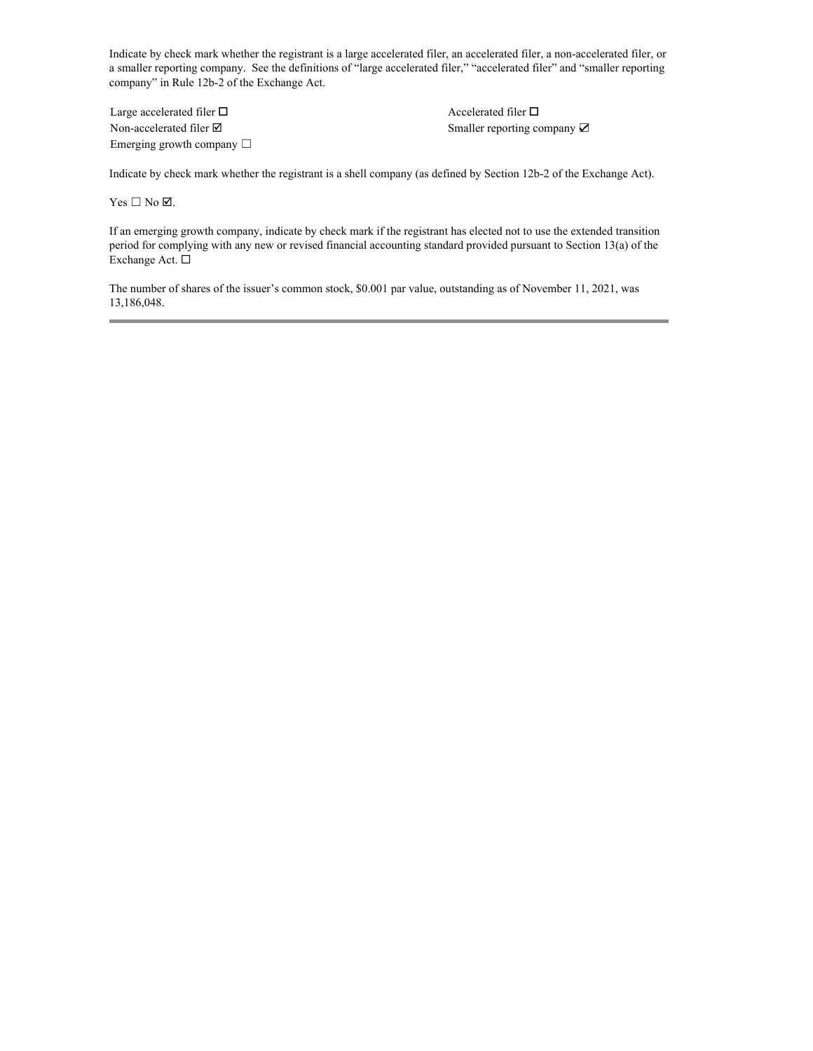Indicate by check mark whether the registrant is a large accelerated filer, an accelerated filer, a non-accelerated filer, or a smaller reporting company. See the definitions of "large accelerated filer," "accelerated filer" and "smaller reporting company" in Rule 12b-2 of the Exchange Act.

| | |
|---|---|
| Large accelerated filer ☐ | Accelerated filer ☐ |
| Non-accelerated filer ☑ | Smaller reporting company ☑ |
| Emerging growth company ☐ | |

Indicate by check mark whether the registrant is a shell company (as defined by Section 12b-2 of the Exchange Act).

Yes ☐ No ☑.

If an emerging growth company, indicate by check mark if the registrant has elected not to use the extended transition period for complying with any new or revised financial accounting standard provided pursuant to Section 13(a) of the Exchange Act. ☐

The number of shares of the issuer's common stock, $0.001 par value, outstanding as of November 11, 2021, was 13,186,048.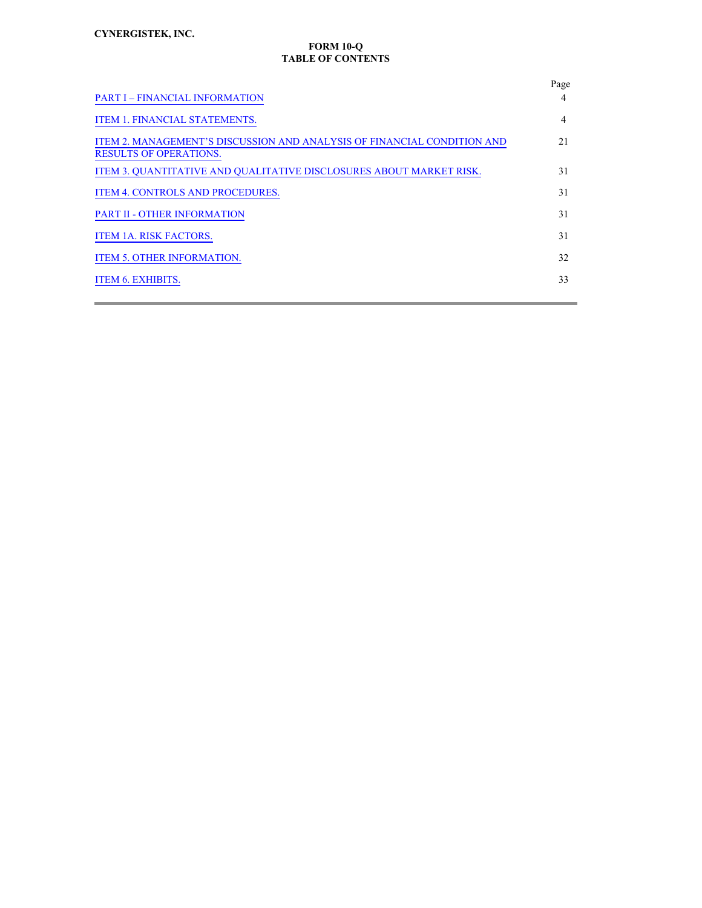**CYNERGISTEK, INC.**

**FORM 10-Q**
**TABLE OF CONTENTS**

| | Page |
|---|---|
| PART I – FINANCIAL INFORMATION | 4 |
| ITEM 1. FINANCIAL STATEMENTS. | 4 |
| ITEM 2. MANAGEMENT’S DISCUSSION AND ANALYSIS OF FINANCIAL CONDITION AND RESULTS OF OPERATIONS. | 21 |
| ITEM 3. QUANTITATIVE AND QUALITATIVE DISCLOSURES ABOUT MARKET RISK. | 31 |
| ITEM 4. CONTROLS AND PROCEDURES. | 31 |
| PART II - OTHER INFORMATION | 31 |
| ITEM 1A. RISK FACTORS. | 31 |
| ITEM 5. OTHER INFORMATION. | 32 |
| ITEM 6. EXHIBITS. | 33 |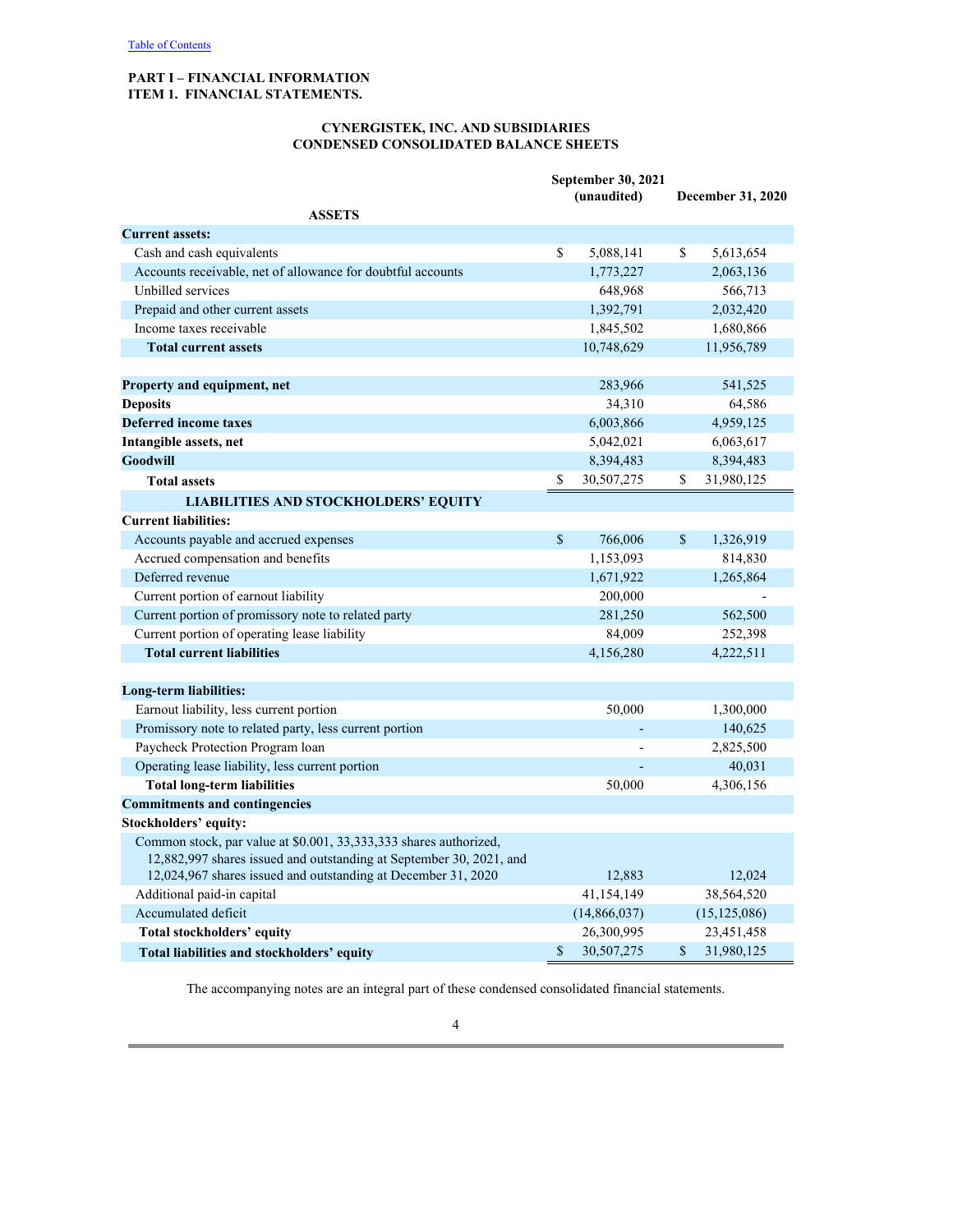# PART I – FINANCIAL INFORMATION
## ITEM 1. FINANCIAL STATEMENTS.

### CYNERGISTEK, INC. AND SUBSIDIARIES
### CONDENSED CONSOLIDATED BALANCE SHEETS

| | September 30, 2021 (unaudited) | December 31, 2020 |
|---|---|---|
| **ASSETS** | | |
| **Current assets:** | | |
| Cash and cash equivalents | $ 5,088,141 | $ 5,613,654 |
| Accounts receivable, net of allowance for doubtful accounts | 1,773,227 | 2,063,136 |
| Unbilled services | 648,968 | 566,713 |
| Prepaid and other current assets | 1,392,791 | 2,032,420 |
| Income taxes receivable | 1,845,502 | 1,680,866 |
| **Total current assets** | 10,748,629 | 11,956,789 |
| | | |
| **Property and equipment, net** | 283,966 | 541,525 |
| **Deposits** | 34,310 | 64,586 |
| **Deferred income taxes** | 6,003,866 | 4,959,125 |
| **Intangible assets, net** | 5,042,021 | 6,063,617 |
| **Goodwill** | 8,394,483 | 8,394,483 |
| **Total assets** | $ 30,507,275 | $ 31,980,125 |
| **LIABILITIES AND STOCKHOLDERS' EQUITY** | | |
| **Current liabilities:** | | |
| Accounts payable and accrued expenses | $ 766,006 | $ 1,326,919 |
| Accrued compensation and benefits | 1,153,093 | 814,830 |
| Deferred revenue | 1,671,922 | 1,265,864 |
| Current portion of earnout liability | 200,000 | - |
| Current portion of promissory note to related party | 281,250 | 562,500 |
| Current portion of operating lease liability | 84,009 | 252,398 |
| **Total current liabilities** | 4,156,280 | 4,222,511 |
| | | |
| **Long-term liabilities:** | | |
| Earnout liability, less current portion | 50,000 | 1,300,000 |
| Promissory note to related party, less current portion | - | 140,625 |
| Paycheck Protection Program loan | - | 2,825,500 |
| Operating lease liability, less current portion | - | 40,031 |
| **Total long-term liabilities** | 50,000 | 4,306,156 |
| **Commitments and contingencies** | | |
| **Stockholders' equity:** | | |
| Common stock, par value at $0.001, 33,333,333 shares authorized, 12,882,997 shares issued and outstanding at September 30, 2021, and 12,024,967 shares issued and outstanding at December 31, 2020 | 12,883 | 12,024 |
| Additional paid-in capital | 41,154,149 | 38,564,520 |
| Accumulated deficit | (14,866,037) | (15,125,086) |
| **Total stockholders' equity** | 26,300,995 | 23,451,458 |
| **Total liabilities and stockholders' equity** | $ 30,507,275 | $ 31,980,125 |

The accompanying notes are an integral part of these condensed consolidated financial statements.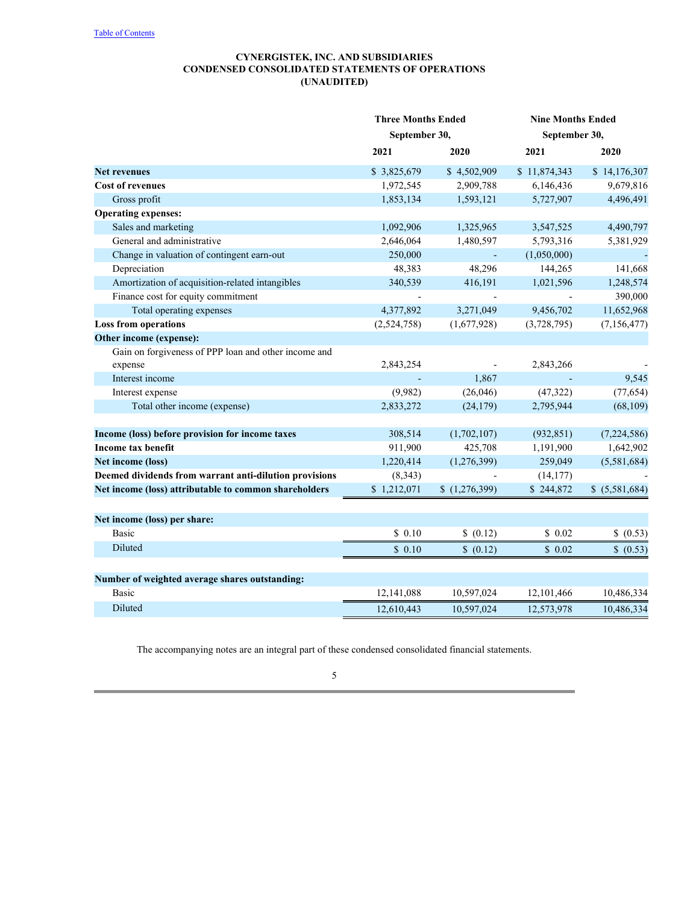Table of Contents

# CYNERGISTEK, INC. AND SUBSIDIARIES
## CONDENSED CONSOLIDATED STATEMENTS OF OPERATIONS
## (UNAUDITED)

| | Three Months Ended September 30, | | Nine Months Ended September 30, | |
|---|---|---|---|---|
| | 2021 | 2020 | 2021 | 2020 |
| **Net revenues** | $ 3,825,679 | $ 4,502,909 | $ 11,874,343 | $ 14,176,307 |
| **Cost of revenues** | 1,972,545 | 2,909,788 | 6,146,436 | 9,679,816 |
| Gross profit | 1,853,134 | 1,593,121 | 5,727,907 | 4,496,491 |
| **Operating expenses:** | | | | |
| Sales and marketing | 1,092,906 | 1,325,965 | 3,547,525 | 4,490,797 |
| General and administrative | 2,646,064 | 1,480,597 | 5,793,316 | 5,381,929 |
| Change in valuation of contingent earn-out | 250,000 | - | (1,050,000) | - |
| Depreciation | 48,383 | 48,296 | 144,265 | 141,668 |
| Amortization of acquisition-related intangibles | 340,539 | 416,191 | 1,021,596 | 1,248,574 |
| Finance cost for equity commitment | - | - | - | 390,000 |
| Total operating expenses | 4,377,892 | 3,271,049 | 9,456,702 | 11,652,968 |
| **Loss from operations** | (2,524,758) | (1,677,928) | (3,728,795) | (7,156,477) |
| **Other income (expense):** | | | | |
| Gain on forgiveness of PPP loan and other income and expense | 2,843,254 | - | 2,843,266 | - |
| Interest income | - | 1,867 | - | 9,545 |
| Interest expense | (9,982) | (26,046) | (47,322) | (77,654) |
| Total other income (expense) | 2,833,272 | (24,179) | 2,795,944 | (68,109) |
| **Income (loss) before provision for income taxes** | 308,514 | (1,702,107) | (932,851) | (7,224,586) |
| **Income tax benefit** | 911,900 | 425,708 | 1,191,900 | 1,642,902 |
| **Net income (loss)** | 1,220,414 | (1,276,399) | 259,049 | (5,581,684) |
| **Deemed dividends from warrant anti-dilution provisions** | (8,343) | - | (14,177) | - |
| **Net income (loss) attributable to common shareholders** | $ 1,212,071 | $ (1,276,399) | $ 244,872 | $ (5,581,684) |
| **Net income (loss) per share:** | | | | |
| Basic | $ 0.10 | $ (0.12) | $ 0.02 | $ (0.53) |
| Diluted | $ 0.10 | $ (0.12) | $ 0.02 | $ (0.53) |
| **Number of weighted average shares outstanding:** | | | | |
| Basic | 12,141,088 | 10,597,024 | 12,101,466 | 10,486,334 |
| Diluted | 12,610,443 | 10,597,024 | 12,573,978 | 10,486,334 |

The accompanying notes are an integral part of these condensed consolidated financial statements.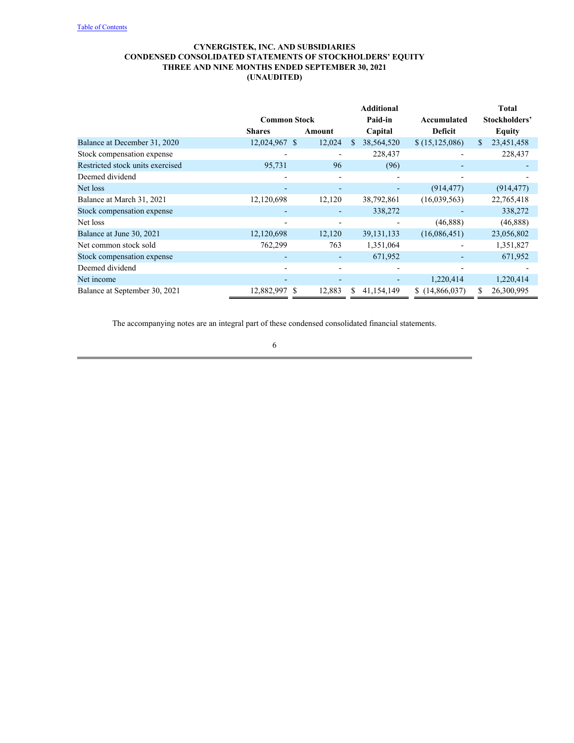**CYNERGISTEK, INC. AND SUBSIDIARIES**
**CONDENSED CONSOLIDATED STATEMENTS OF STOCKHOLDERS' EQUITY**
**THREE AND NINE MONTHS ENDED SEPTEMBER 30, 2021**
**(UNAUDITED)**

| | Common Stock | | Additional Paid-in | Accumulated | Total Stockholders' |
|---|---|---|---|---|---|
| | Shares | Amount | Capital | Deficit | Equity |
| Balance at December 31, 2020 | 12,024,967 | $ 12,024 | $ 38,564,520 | $ (15,125,086) | $ 23,451,458 |
| Stock compensation expense | - | - | 228,437 | - | 228,437 |
| Restricted stock units exercised | 95,731 | 96 | (96) | - | - |
| Deemed dividend | - | - | - | - | - |
| Net loss | - | - | - | (914,477) | (914,477) |
| Balance at March 31, 2021 | 12,120,698 | 12,120 | 38,792,861 | (16,039,563) | 22,765,418 |
| Stock compensation expense | - | - | 338,272 | - | 338,272 |
| Net loss | - | - | - | (46,888) | (46,888) |
| Balance at June 30, 2021 | 12,120,698 | 12,120 | 39,131,133 | (16,086,451) | 23,056,802 |
| Net common stock sold | 762,299 | 763 | 1,351,064 | - | 1,351,827 |
| Stock compensation expense | - | - | 671,952 | - | 671,952 |
| Deemed dividend | - | - | - | - | - |
| Net income | - | - | - | 1,220,414 | 1,220,414 |
| Balance at September 30, 2021 | 12,882,997 | $ 12,883 | $ 41,154,149 | $ (14,866,037) | $ 26,300,995 |

The accompanying notes are an integral part of these condensed consolidated financial statements.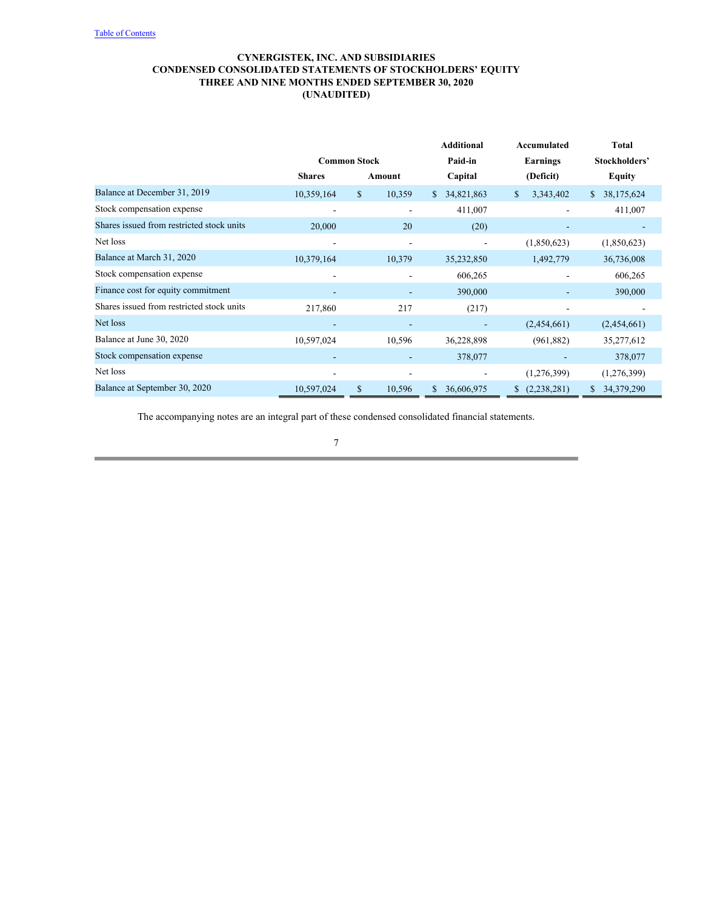Table of Contents

**CYNERGISTEK, INC. AND SUBSIDIARIES**
**CONDENSED CONSOLIDATED STATEMENTS OF STOCKHOLDERS' EQUITY**
**THREE AND NINE MONTHS ENDED SEPTEMBER 30, 2020**
**(UNAUDITED)**

| | Common Stock | | Additional Paid-in | Accumulated Earnings | Total Stockholders' |
|---|---|---|---|---|---|
| | Shares | Amount | Capital | (Deficit) | Equity |
| Balance at December 31, 2019 | 10,359,164 | $ 10,359 | $ 34,821,863 | $ 3,343,402 | $ 38,175,624 |
| Stock compensation expense | - | - | 411,007 | - | 411,007 |
| Shares issued from restricted stock units | 20,000 | 20 | (20) | - | - |
| Net loss | - | - | - | (1,850,623) | (1,850,623) |
| Balance at March 31, 2020 | 10,379,164 | 10,379 | 35,232,850 | 1,492,779 | 36,736,008 |
| Stock compensation expense | - | - | 606,265 | - | 606,265 |
| Finance cost for equity commitment | - | - | 390,000 | - | 390,000 |
| Shares issued from restricted stock units | 217,860 | 217 | (217) | - | - |
| Net loss | - | - | - | (2,454,661) | (2,454,661) |
| Balance at June 30, 2020 | 10,597,024 | 10,596 | 36,228,898 | (961,882) | 35,277,612 |
| Stock compensation expense | - | - | 378,077 | - | 378,077 |
| Net loss | - | - | - | (1,276,399) | (1,276,399) |
| Balance at September 30, 2020 | 10,597,024 | $ 10,596 | $ 36,606,975 | $ (2,238,281) | $ 34,379,290 |

The accompanying notes are an integral part of these condensed consolidated financial statements.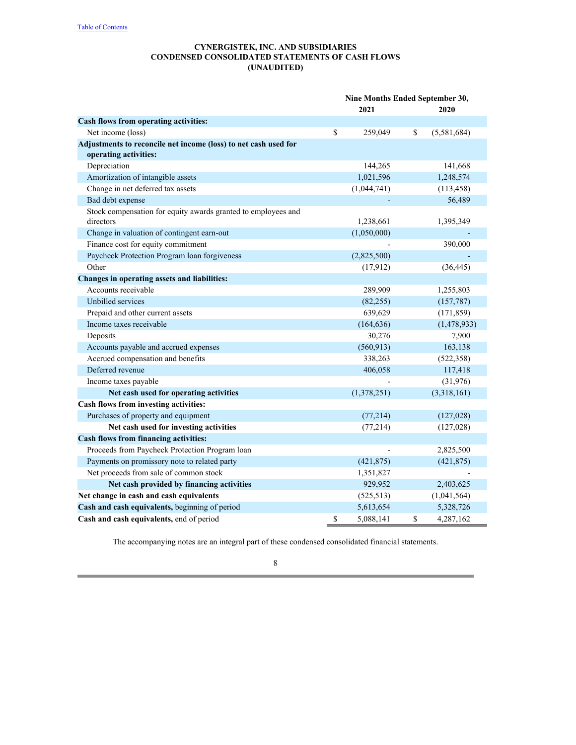# CYNERGISTEK, INC. AND SUBSIDIARIES
## CONDENSED CONSOLIDATED STATEMENTS OF CASH FLOWS
### (UNAUDITED)

| | Nine Months Ended September 30, 2021 | Nine Months Ended September 30, 2020 |
|---|---|---|
| **Cash flows from operating activities:** | | |
| Net income (loss) | $ 259,049 | $ (5,581,684) |
| **Adjustments to reconcile net income (loss) to net cash used for operating activities:** | | |
| Depreciation | 144,265 | 141,668 |
| Amortization of intangible assets | 1,021,596 | 1,248,574 |
| Change in net deferred tax assets | (1,044,741) | (113,458) |
| Bad debt expense | - | 56,489 |
| Stock compensation for equity awards granted to employees and directors | 1,238,661 | 1,395,349 |
| Change in valuation of contingent earn-out | (1,050,000) | - |
| Finance cost for equity commitment | - | 390,000 |
| Paycheck Protection Program loan forgiveness | (2,825,500) | - |
| Other | (17,912) | (36,445) |
| **Changes in operating assets and liabilities:** | | |
| Accounts receivable | 289,909 | 1,255,803 |
| Unbilled services | (82,255) | (157,787) |
| Prepaid and other current assets | 639,629 | (171,859) |
| Income taxes receivable | (164,636) | (1,478,933) |
| Deposits | 30,276 | 7,900 |
| Accounts payable and accrued expenses | (560,913) | 163,138 |
| Accrued compensation and benefits | 338,263 | (522,358) |
| Deferred revenue | 406,058 | 117,418 |
| Income taxes payable | - | (31,976) |
| **Net cash used for operating activities** | (1,378,251) | (3,318,161) |
| **Cash flows from investing activities:** | | |
| Purchases of property and equipment | (77,214) | (127,028) |
| **Net cash used for investing activities** | (77,214) | (127,028) |
| **Cash flows from financing activities:** | | |
| Proceeds from Paycheck Protection Program loan | - | 2,825,500 |
| Payments on promissory note to related party | (421,875) | (421,875) |
| Net proceeds from sale of common stock | 1,351,827 | - |
| **Net cash provided by financing activities** | 929,952 | 2,403,625 |
| **Net change in cash and cash equivalents** | (525,513) | (1,041,564) |
| **Cash and cash equivalents,** beginning of period | 5,613,654 | 5,328,726 |
| **Cash and cash equivalents,** end of period | $ 5,088,141 | $ 4,287,162 |

The accompanying notes are an integral part of these condensed consolidated financial statements.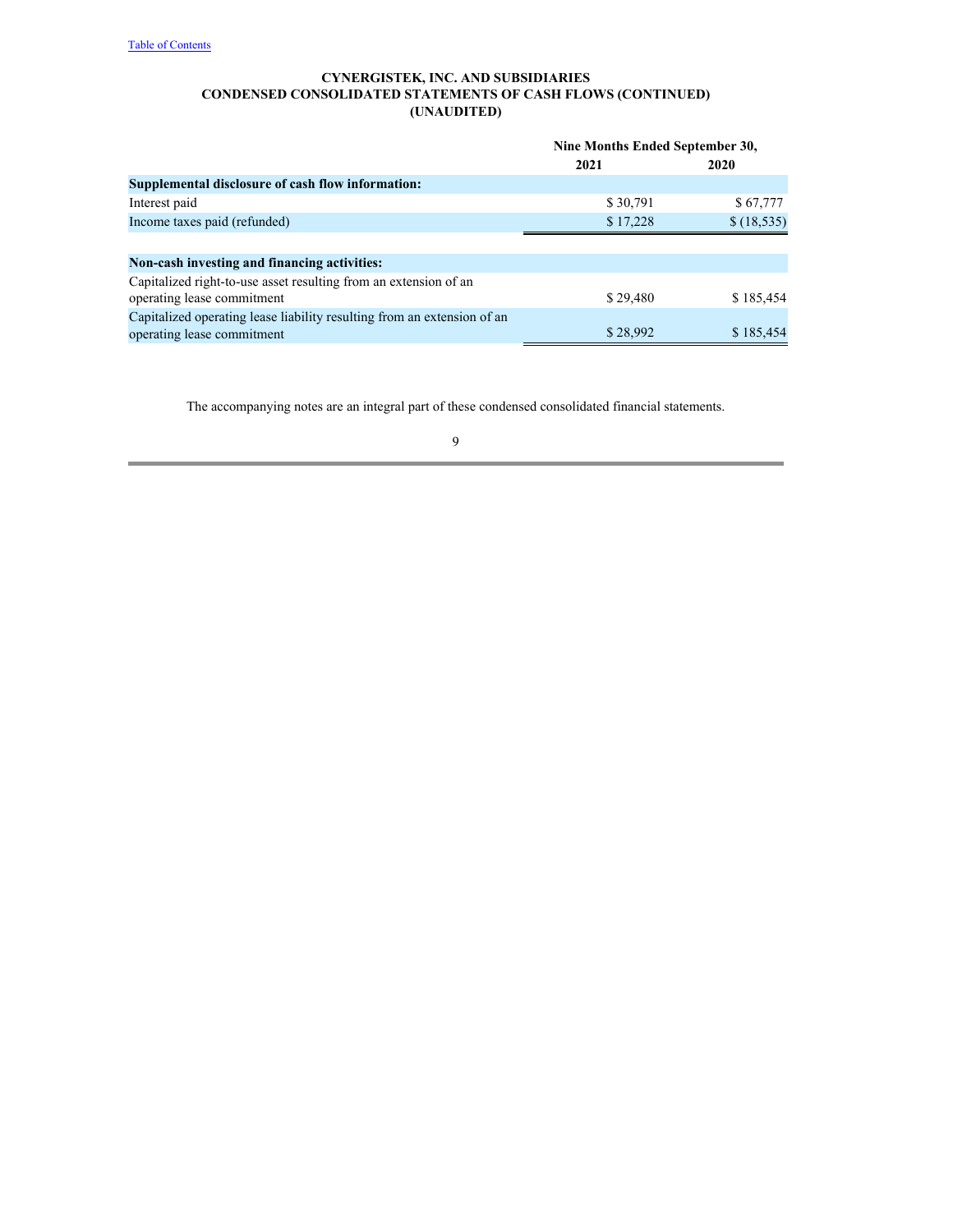**CYNERGISTEK, INC. AND SUBSIDIARIES**
**CONDENSED CONSOLIDATED STATEMENTS OF CASH FLOWS (CONTINUED)**
**(UNAUDITED)**

| | Nine Months Ended September 30, | |
|---|---|---|
| | **2021** | **2020** |
| **Supplemental disclosure of cash flow information:** | | |
| Interest paid | $ 30,791 | $ 67,777 |
| Income taxes paid (refunded) | $ 17,228 | $ (18,535) |
| | | |
| **Non-cash investing and financing activities:** | | |
| Capitalized right-to-use asset resulting from an extension of an operating lease commitment | $ 29,480 | $ 185,454 |
| Capitalized operating lease liability resulting from an extension of an operating lease commitment | $ 28,992 | $ 185,454 |

The accompanying notes are an integral part of these condensed consolidated financial statements.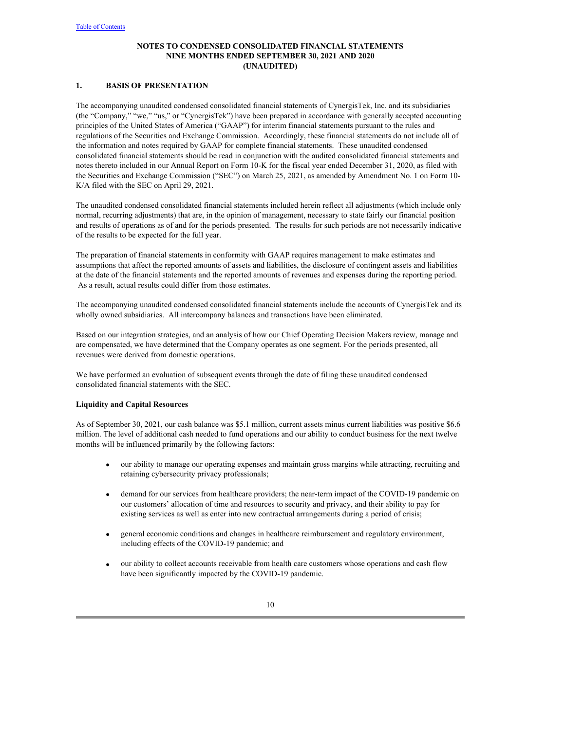# NOTES TO CONDENSED CONSOLIDATED FINANCIAL STATEMENTS
## NINE MONTHS ENDED SEPTEMBER 30, 2021 AND 2020
## (UNAUDITED)

### 1. BASIS OF PRESENTATION

The accompanying unaudited condensed consolidated financial statements of CynergisTek, Inc. and its subsidiaries (the "Company," "we," "us," or "CynergisTek") have been prepared in accordance with generally accepted accounting principles of the United States of America ("GAAP") for interim financial statements pursuant to the rules and regulations of the Securities and Exchange Commission. Accordingly, these financial statements do not include all of the information and notes required by GAAP for complete financial statements. These unaudited condensed consolidated financial statements should be read in conjunction with the audited consolidated financial statements and notes thereto included in our Annual Report on Form 10-K for the fiscal year ended December 31, 2020, as filed with the Securities and Exchange Commission ("SEC") on March 25, 2021, as amended by Amendment No. 1 on Form 10-K/A filed with the SEC on April 29, 2021.

The unaudited condensed consolidated financial statements included herein reflect all adjustments (which include only normal, recurring adjustments) that are, in the opinion of management, necessary to state fairly our financial position and results of operations as of and for the periods presented. The results for such periods are not necessarily indicative of the results to be expected for the full year.

The preparation of financial statements in conformity with GAAP requires management to make estimates and assumptions that affect the reported amounts of assets and liabilities, the disclosure of contingent assets and liabilities at the date of the financial statements and the reported amounts of revenues and expenses during the reporting period. As a result, actual results could differ from those estimates.

The accompanying unaudited condensed consolidated financial statements include the accounts of CynergisTek and its wholly owned subsidiaries. All intercompany balances and transactions have been eliminated.

Based on our integration strategies, and an analysis of how our Chief Operating Decision Makers review, manage and are compensated, we have determined that the Company operates as one segment. For the periods presented, all revenues were derived from domestic operations.

We have performed an evaluation of subsequent events through the date of filing these unaudited condensed consolidated financial statements with the SEC.

**Liquidity and Capital Resources**

As of September 30, 2021, our cash balance was $5.1 million, current assets minus current liabilities was positive $6.6 million. The level of additional cash needed to fund operations and our ability to conduct business for the next twelve months will be influenced primarily by the following factors:

- our ability to manage our operating expenses and maintain gross margins while attracting, recruiting and retaining cybersecurity privacy professionals;
- demand for our services from healthcare providers; the near-term impact of the COVID-19 pandemic on our customers' allocation of time and resources to security and privacy, and their ability to pay for existing services as well as enter into new contractual arrangements during a period of crisis;
- general economic conditions and changes in healthcare reimbursement and regulatory environment, including effects of the COVID-19 pandemic; and
- our ability to collect accounts receivable from health care customers whose operations and cash flow have been significantly impacted by the COVID-19 pandemic.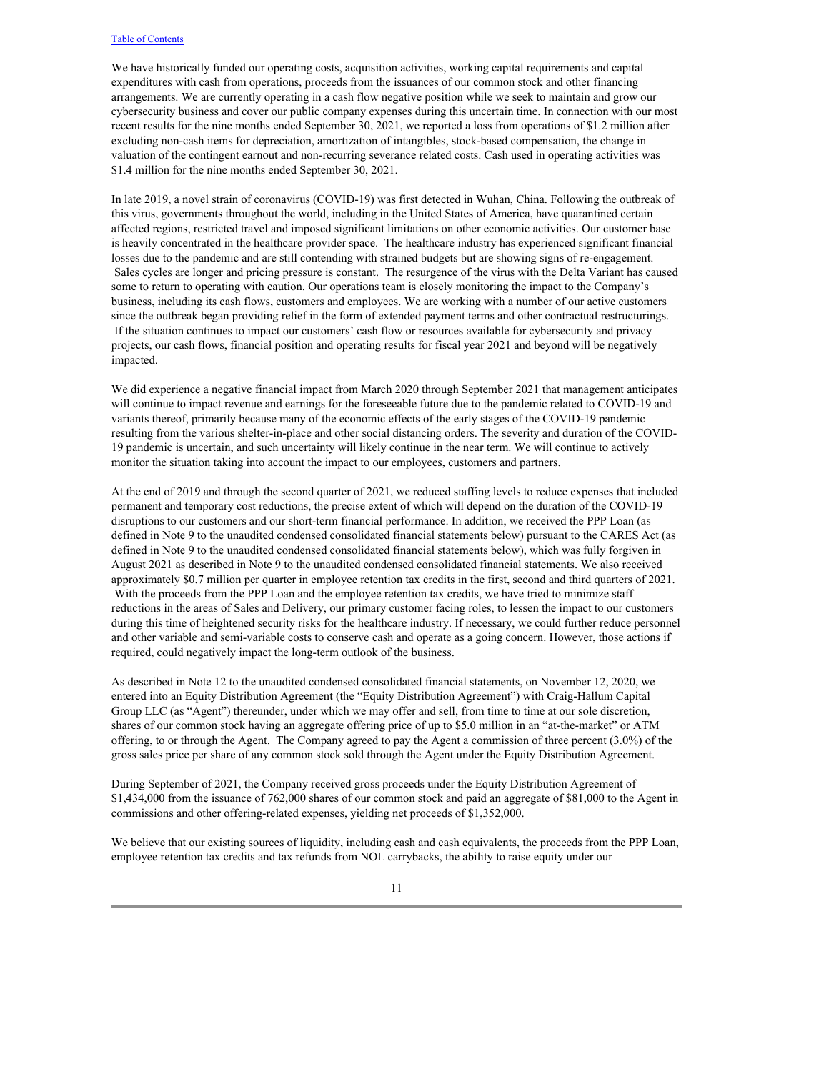We have historically funded our operating costs, acquisition activities, working capital requirements and capital expenditures with cash from operations, proceeds from the issuances of our common stock and other financing arrangements. We are currently operating in a cash flow negative position while we seek to maintain and grow our cybersecurity business and cover our public company expenses during this uncertain time. In connection with our most recent results for the nine months ended September 30, 2021, we reported a loss from operations of $1.2 million after excluding non-cash items for depreciation, amortization of intangibles, stock-based compensation, the change in valuation of the contingent earnout and non-recurring severance related costs. Cash used in operating activities was $1.4 million for the nine months ended September 30, 2021.

In late 2019, a novel strain of coronavirus (COVID-19) was first detected in Wuhan, China. Following the outbreak of this virus, governments throughout the world, including in the United States of America, have quarantined certain affected regions, restricted travel and imposed significant limitations on other economic activities. Our customer base is heavily concentrated in the healthcare provider space. The healthcare industry has experienced significant financial losses due to the pandemic and are still contending with strained budgets but are showing signs of re-engagement. Sales cycles are longer and pricing pressure is constant. The resurgence of the virus with the Delta Variant has caused some to return to operating with caution. Our operations team is closely monitoring the impact to the Company's business, including its cash flows, customers and employees. We are working with a number of our active customers since the outbreak began providing relief in the form of extended payment terms and other contractual restructurings. If the situation continues to impact our customers' cash flow or resources available for cybersecurity and privacy projects, our cash flows, financial position and operating results for fiscal year 2021 and beyond will be negatively impacted.

We did experience a negative financial impact from March 2020 through September 2021 that management anticipates will continue to impact revenue and earnings for the foreseeable future due to the pandemic related to COVID-19 and variants thereof, primarily because many of the economic effects of the early stages of the COVID-19 pandemic resulting from the various shelter-in-place and other social distancing orders. The severity and duration of the COVID-19 pandemic is uncertain, and such uncertainty will likely continue in the near term. We will continue to actively monitor the situation taking into account the impact to our employees, customers and partners.

At the end of 2019 and through the second quarter of 2021, we reduced staffing levels to reduce expenses that included permanent and temporary cost reductions, the precise extent of which will depend on the duration of the COVID-19 disruptions to our customers and our short-term financial performance. In addition, we received the PPP Loan (as defined in Note 9 to the unaudited condensed consolidated financial statements below) pursuant to the CARES Act (as defined in Note 9 to the unaudited condensed consolidated financial statements below), which was fully forgiven in August 2021 as described in Note 9 to the unaudited condensed consolidated financial statements. We also received approximately $0.7 million per quarter in employee retention tax credits in the first, second and third quarters of 2021. With the proceeds from the PPP Loan and the employee retention tax credits, we have tried to minimize staff reductions in the areas of Sales and Delivery, our primary customer facing roles, to lessen the impact to our customers during this time of heightened security risks for the healthcare industry. If necessary, we could further reduce personnel and other variable and semi-variable costs to conserve cash and operate as a going concern. However, those actions if required, could negatively impact the long-term outlook of the business.

As described in Note 12 to the unaudited condensed consolidated financial statements, on November 12, 2020, we entered into an Equity Distribution Agreement (the "Equity Distribution Agreement") with Craig-Hallum Capital Group LLC (as "Agent") thereunder, under which we may offer and sell, from time to time at our sole discretion, shares of our common stock having an aggregate offering price of up to $5.0 million in an "at-the-market" or ATM offering, to or through the Agent. The Company agreed to pay the Agent a commission of three percent (3.0%) of the gross sales price per share of any common stock sold through the Agent under the Equity Distribution Agreement.

During September of 2021, the Company received gross proceeds under the Equity Distribution Agreement of $1,434,000 from the issuance of 762,000 shares of our common stock and paid an aggregate of $81,000 to the Agent in commissions and other offering-related expenses, yielding net proceeds of $1,352,000.

We believe that our existing sources of liquidity, including cash and cash equivalents, the proceeds from the PPP Loan, employee retention tax credits and tax refunds from NOL carrybacks, the ability to raise equity under our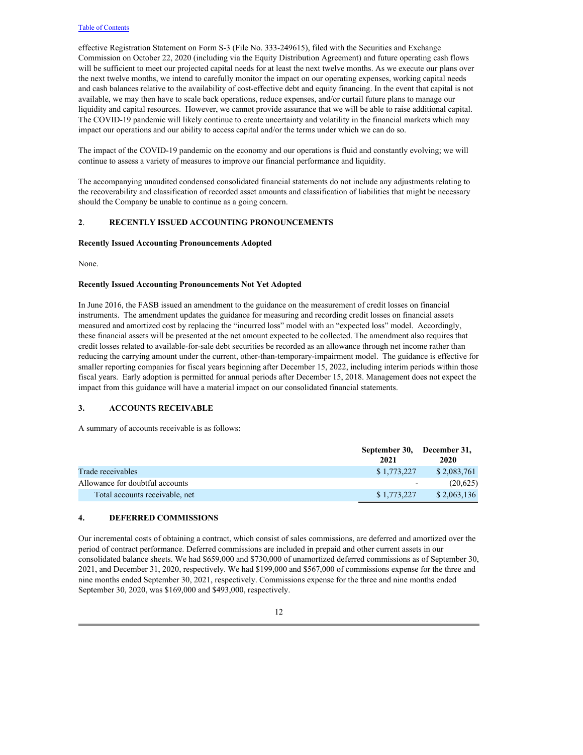effective Registration Statement on Form S-3 (File No. 333-249615), filed with the Securities and Exchange Commission on October 22, 2020 (including via the Equity Distribution Agreement) and future operating cash flows will be sufficient to meet our projected capital needs for at least the next twelve months. As we execute our plans over the next twelve months, we intend to carefully monitor the impact on our operating expenses, working capital needs and cash balances relative to the availability of cost-effective debt and equity financing. In the event that capital is not available, we may then have to scale back operations, reduce expenses, and/or curtail future plans to manage our liquidity and capital resources. However, we cannot provide assurance that we will be able to raise additional capital. The COVID-19 pandemic will likely continue to create uncertainty and volatility in the financial markets which may impact our operations and our ability to access capital and/or the terms under which we can do so.

The impact of the COVID-19 pandemic on the economy and our operations is fluid and constantly evolving; we will continue to assess a variety of measures to improve our financial performance and liquidity.

The accompanying unaudited condensed consolidated financial statements do not include any adjustments relating to the recoverability and classification of recorded asset amounts and classification of liabilities that might be necessary should the Company be unable to continue as a going concern.

## 2. RECENTLY ISSUED ACCOUNTING PRONOUNCEMENTS

**Recently Issued Accounting Pronouncements Adopted**

None.

**Recently Issued Accounting Pronouncements Not Yet Adopted**

In June 2016, the FASB issued an amendment to the guidance on the measurement of credit losses on financial instruments. The amendment updates the guidance for measuring and recording credit losses on financial assets measured and amortized cost by replacing the "incurred loss" model with an "expected loss" model. Accordingly, these financial assets will be presented at the net amount expected to be collected. The amendment also requires that credit losses related to available-for-sale debt securities be recorded as an allowance through net income rather than reducing the carrying amount under the current, other-than-temporary-impairment model. The guidance is effective for smaller reporting companies for fiscal years beginning after December 15, 2022, including interim periods within those fiscal years. Early adoption is permitted for annual periods after December 15, 2018. Management does not expect the impact from this guidance will have a material impact on our consolidated financial statements.

## 3. ACCOUNTS RECEIVABLE

A summary of accounts receivable is as follows:

| | September 30, 2021 | December 31, 2020 |
|---|---|---|
| Trade receivables | $ 1,773,227 | $ 2,083,761 |
| Allowance for doubtful accounts | - | (20,625) |
| Total accounts receivable, net | $ 1,773,227 | $ 2,063,136 |

## 4. DEFERRED COMMISSIONS

Our incremental costs of obtaining a contract, which consist of sales commissions, are deferred and amortized over the period of contract performance. Deferred commissions are included in prepaid and other current assets in our consolidated balance sheets. We had $659,000 and $730,000 of unamortized deferred commissions as of September 30, 2021, and December 31, 2020, respectively. We had $199,000 and $567,000 of commissions expense for the three and nine months ended September 30, 2021, respectively. Commissions expense for the three and nine months ended September 30, 2020, was $169,000 and $493,000, respectively.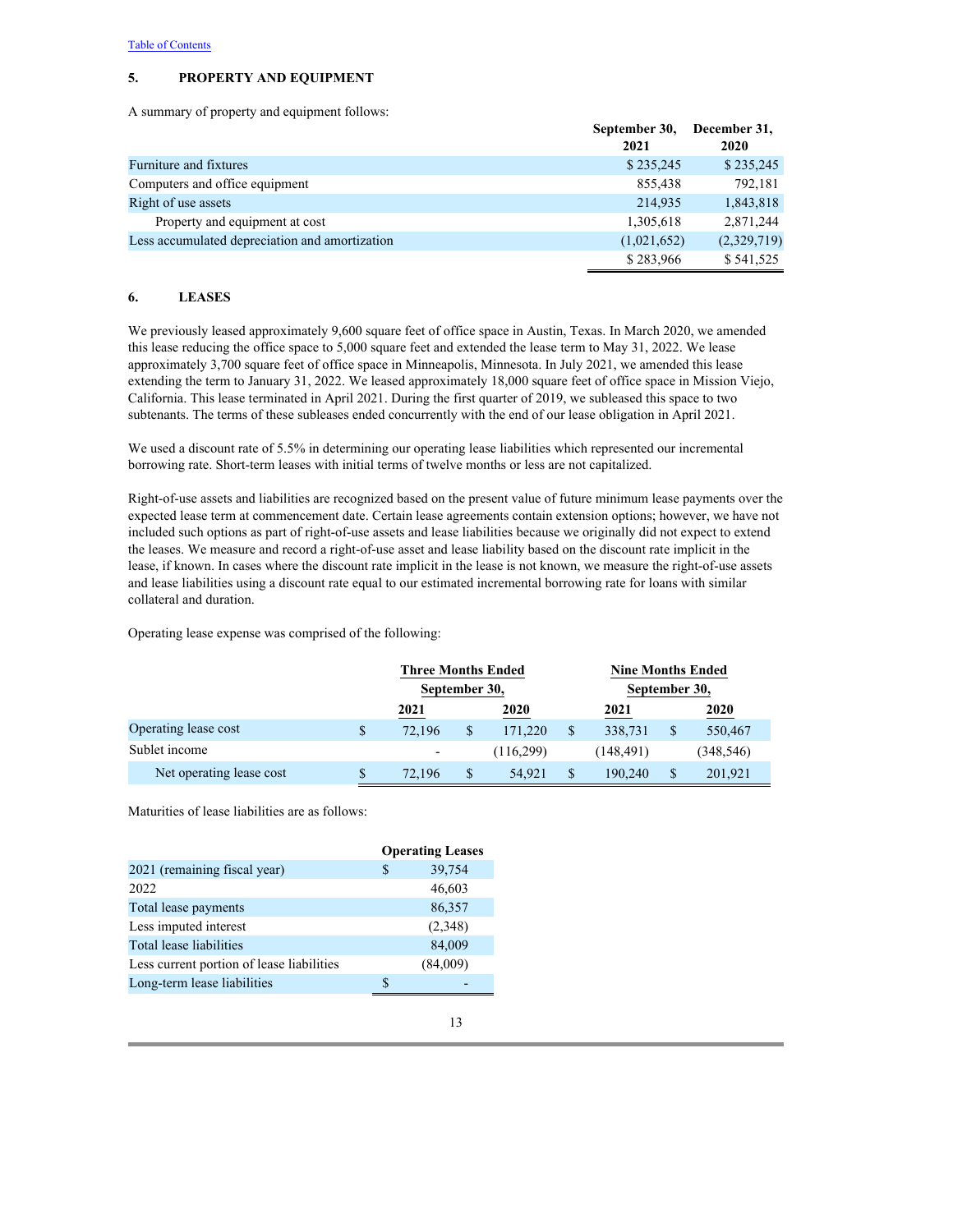Table of Contents

## 5. PROPERTY AND EQUIPMENT

A summary of property and equipment follows:

| | September 30, 2021 | December 31, 2020 |
|---|---|---|
| Furniture and fixtures | $ 235,245 | $ 235,245 |
| Computers and office equipment | 855,438 | 792,181 |
| Right of use assets | 214,935 | 1,843,818 |
| Property and equipment at cost | 1,305,618 | 2,871,244 |
| Less accumulated depreciation and amortization | (1,021,652) | (2,329,719) |
| | $ 283,966 | $ 541,525 |

## 6. LEASES

We previously leased approximately 9,600 square feet of office space in Austin, Texas. In March 2020, we amended this lease reducing the office space to 5,000 square feet and extended the lease term to May 31, 2022. We lease approximately 3,700 square feet of office space in Minneapolis, Minnesota. In July 2021, we amended this lease extending the term to January 31, 2022. We leased approximately 18,000 square feet of office space in Mission Viejo, California. This lease terminated in April 2021. During the first quarter of 2019, we subleased this space to two subtenants. The terms of these subleases ended concurrently with the end of our lease obligation in April 2021.

We used a discount rate of 5.5% in determining our operating lease liabilities which represented our incremental borrowing rate. Short-term leases with initial terms of twelve months or less are not capitalized.

Right-of-use assets and liabilities are recognized based on the present value of future minimum lease payments over the expected lease term at commencement date. Certain lease agreements contain extension options; however, we have not included such options as part of right-of-use assets and lease liabilities because we originally did not expect to extend the leases. We measure and record a right-of-use asset and lease liability based on the discount rate implicit in the lease, if known. In cases where the discount rate implicit in the lease is not known, we measure the right-of-use assets and lease liabilities using a discount rate equal to our estimated incremental borrowing rate for loans with similar collateral and duration.

Operating lease expense was comprised of the following:

| | Three Months Ended September 30, | | Nine Months Ended September 30, | |
|---|---|---|---|---|
| | 2021 | 2020 | 2021 | 2020 |
| Operating lease cost | $ 72,196 | $ 171,220 | $ 338,731 | $ 550,467 |
| Sublet income | - | (116,299) | (148,491) | (348,546) |
| Net operating lease cost | $ 72,196 | $ 54,921 | $ 190,240 | $ 201,921 |

Maturities of lease liabilities are as follows:

| | Operating Leases |
|---|---|
| 2021 (remaining fiscal year) | $ 39,754 |
| 2022 | 46,603 |
| Total lease payments | 86,357 |
| Less imputed interest | (2,348) |
| Total lease liabilities | 84,009 |
| Less current portion of lease liabilities | (84,009) |
| Long-term lease liabilities | $ - |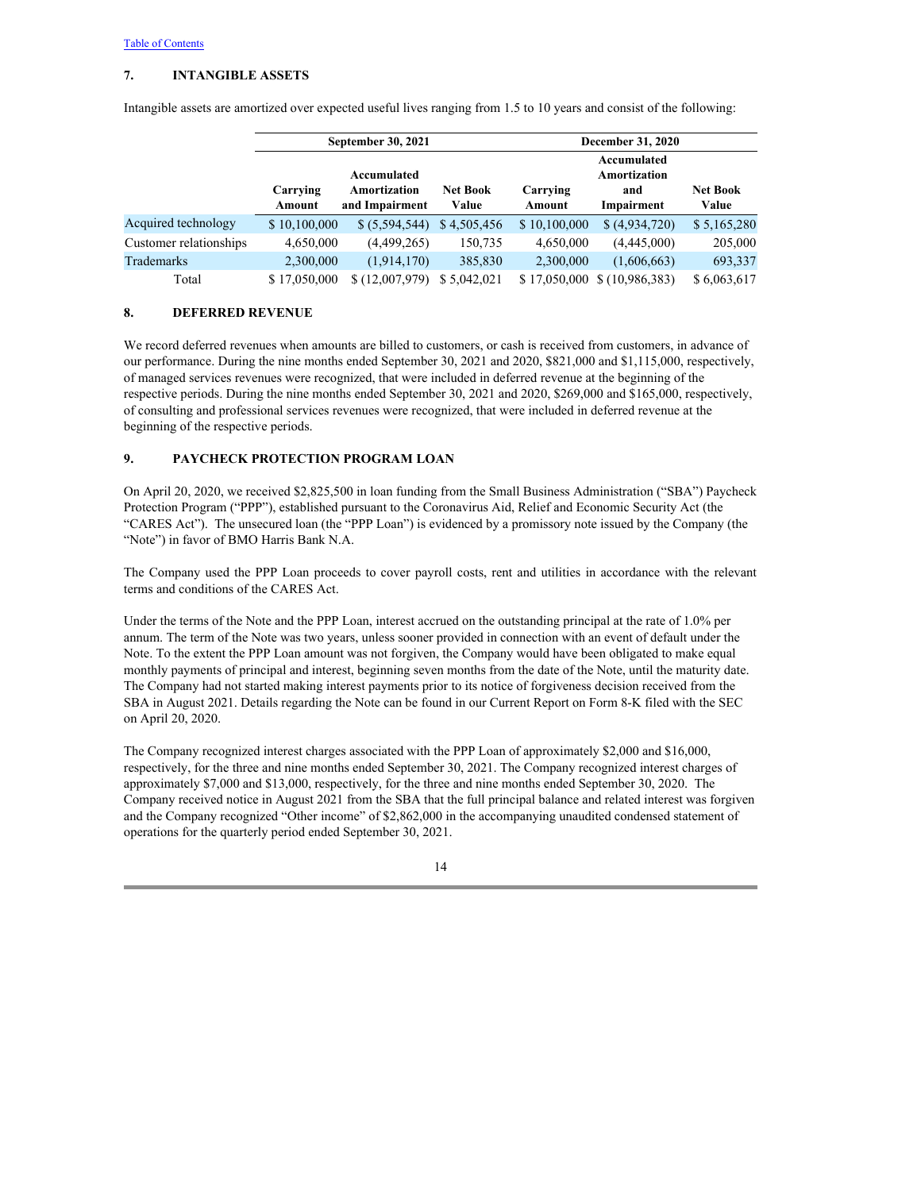[Table of Contents]

## 7. INTANGIBLE ASSETS

Intangible assets are amortized over expected useful lives ranging from 1.5 to 10 years and consist of the following:

| | September 30, 2021 | | | December 31, 2020 | | |
|---|---|---|---|---|---|---|
| | Carrying Amount | Accumulated Amortization and Impairment | Net Book Value | Carrying Amount | Accumulated Amortization and Impairment | Net Book Value |
| Acquired technology | $ 10,100,000 | $ (5,594,544) | $ 4,505,456 | $ 10,100,000 | $ (4,934,720) | $ 5,165,280 |
| Customer relationships | 4,650,000 | (4,499,265) | 150,735 | 4,650,000 | (4,445,000) | 205,000 |
| Trademarks | 2,300,000 | (1,914,170) | 385,830 | 2,300,000 | (1,606,663) | 693,337 |
| Total | $ 17,050,000 | $ (12,007,979) | $ 5,042,021 | $ 17,050,000 | $ (10,986,383) | $ 6,063,617 |

## 8. DEFERRED REVENUE

We record deferred revenues when amounts are billed to customers, or cash is received from customers, in advance of our performance. During the nine months ended September 30, 2021 and 2020, $821,000 and $1,115,000, respectively, of managed services revenues were recognized, that were included in deferred revenue at the beginning of the respective periods. During the nine months ended September 30, 2021 and 2020, $269,000 and $165,000, respectively, of consulting and professional services revenues were recognized, that were included in deferred revenue at the beginning of the respective periods.

## 9. PAYCHECK PROTECTION PROGRAM LOAN

On April 20, 2020, we received $2,825,500 in loan funding from the Small Business Administration ("SBA") Paycheck Protection Program ("PPP"), established pursuant to the Coronavirus Aid, Relief and Economic Security Act (the "CARES Act"). The unsecured loan (the "PPP Loan") is evidenced by a promissory note issued by the Company (the "Note") in favor of BMO Harris Bank N.A.

The Company used the PPP Loan proceeds to cover payroll costs, rent and utilities in accordance with the relevant terms and conditions of the CARES Act.

Under the terms of the Note and the PPP Loan, interest accrued on the outstanding principal at the rate of 1.0% per annum. The term of the Note was two years, unless sooner provided in connection with an event of default under the Note. To the extent the PPP Loan amount was not forgiven, the Company would have been obligated to make equal monthly payments of principal and interest, beginning seven months from the date of the Note, until the maturity date. The Company had not started making interest payments prior to its notice of forgiveness decision received from the SBA in August 2021. Details regarding the Note can be found in our Current Report on Form 8-K filed with the SEC on April 20, 2020.

The Company recognized interest charges associated with the PPP Loan of approximately $2,000 and $16,000, respectively, for the three and nine months ended September 30, 2021. The Company recognized interest charges of approximately $7,000 and $13,000, respectively, for the three and nine months ended September 30, 2020. The Company received notice in August 2021 from the SBA that the full principal balance and related interest was forgiven and the Company recognized "Other income" of $2,862,000 in the accompanying unaudited condensed statement of operations for the quarterly period ended September 30, 2021.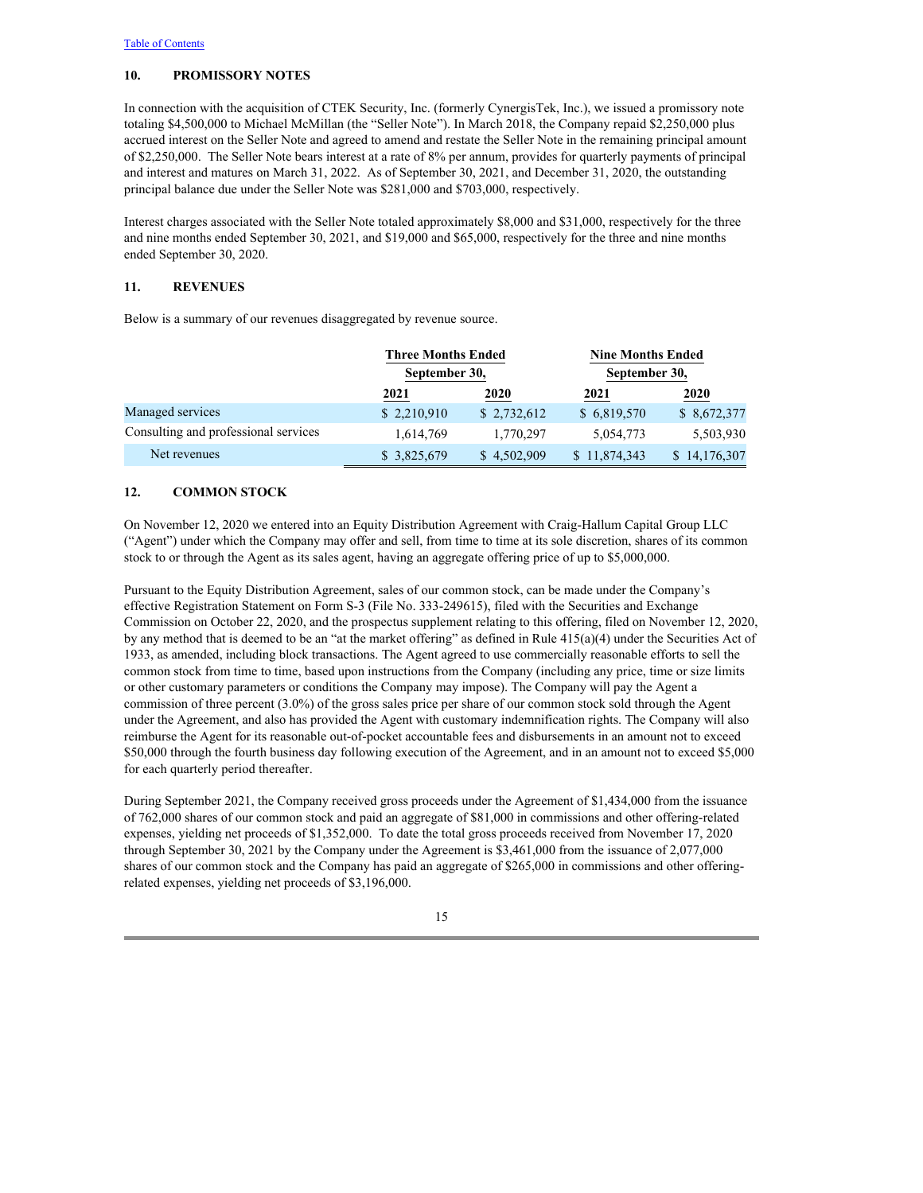## 10. PROMISSORY NOTES

In connection with the acquisition of CTEK Security, Inc. (formerly CynergisTek, Inc.), we issued a promissory note totaling $4,500,000 to Michael McMillan (the "Seller Note"). In March 2018, the Company repaid $2,250,000 plus accrued interest on the Seller Note and agreed to amend and restate the Seller Note in the remaining principal amount of $2,250,000. The Seller Note bears interest at a rate of 8% per annum, provides for quarterly payments of principal and interest and matures on March 31, 2022. As of September 30, 2021, and December 31, 2020, the outstanding principal balance due under the Seller Note was $281,000 and $703,000, respectively.

Interest charges associated with the Seller Note totaled approximately $8,000 and $31,000, respectively for the three and nine months ended September 30, 2021, and $19,000 and $65,000, respectively for the three and nine months ended September 30, 2020.

## 11. REVENUES

Below is a summary of our revenues disaggregated by revenue source.

| | Three Months Ended September 30, | | Nine Months Ended September 30, | |
|---|---|---|---|---|
| | 2021 | 2020 | 2021 | 2020 |
| Managed services | $ 2,210,910 | $ 2,732,612 | $ 6,819,570 | $ 8,672,377 |
| Consulting and professional services | 1,614,769 | 1,770,297 | 5,054,773 | 5,503,930 |
| Net revenues | $ 3,825,679 | $ 4,502,909 | $ 11,874,343 | $ 14,176,307 |

## 12. COMMON STOCK

On November 12, 2020 we entered into an Equity Distribution Agreement with Craig-Hallum Capital Group LLC ("Agent") under which the Company may offer and sell, from time to time at its sole discretion, shares of its common stock to or through the Agent as its sales agent, having an aggregate offering price of up to $5,000,000.

Pursuant to the Equity Distribution Agreement, sales of our common stock, can be made under the Company's effective Registration Statement on Form S-3 (File No. 333-249615), filed with the Securities and Exchange Commission on October 22, 2020, and the prospectus supplement relating to this offering, filed on November 12, 2020, by any method that is deemed to be an "at the market offering" as defined in Rule 415(a)(4) under the Securities Act of 1933, as amended, including block transactions. The Agent agreed to use commercially reasonable efforts to sell the common stock from time to time, based upon instructions from the Company (including any price, time or size limits or other customary parameters or conditions the Company may impose). The Company will pay the Agent a commission of three percent (3.0%) of the gross sales price per share of our common stock sold through the Agent under the Agreement, and also has provided the Agent with customary indemnification rights. The Company will also reimburse the Agent for its reasonable out-of-pocket accountable fees and disbursements in an amount not to exceed $50,000 through the fourth business day following execution of the Agreement, and in an amount not to exceed $5,000 for each quarterly period thereafter.

During September 2021, the Company received gross proceeds under the Agreement of $1,434,000 from the issuance of 762,000 shares of our common stock and paid an aggregate of $81,000 in commissions and other offering-related expenses, yielding net proceeds of $1,352,000. To date the total gross proceeds received from November 17, 2020 through September 30, 2021 by the Company under the Agreement is $3,461,000 from the issuance of 2,077,000 shares of our common stock and the Company has paid an aggregate of $265,000 in commissions and other offering-related expenses, yielding net proceeds of $3,196,000.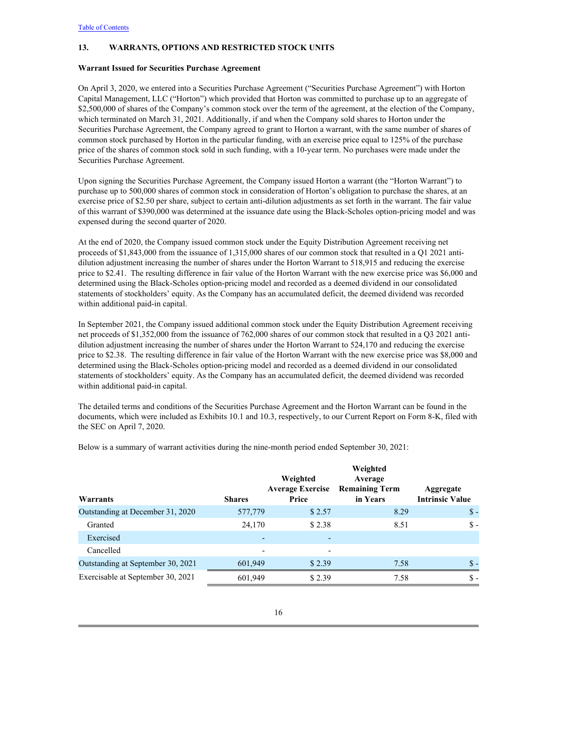[Table of Contents](#)

## 13. WARRANTS, OPTIONS AND RESTRICTED STOCK UNITS

**Warrant Issued for Securities Purchase Agreement**

On April 3, 2020, we entered into a Securities Purchase Agreement ("Securities Purchase Agreement") with Horton Capital Management, LLC ("Horton") which provided that Horton was committed to purchase up to an aggregate of $2,500,000 of shares of the Company's common stock over the term of the agreement, at the election of the Company, which terminated on March 31, 2021. Additionally, if and when the Company sold shares to Horton under the Securities Purchase Agreement, the Company agreed to grant to Horton a warrant, with the same number of shares of common stock purchased by Horton in the particular funding, with an exercise price equal to 125% of the purchase price of the shares of common stock sold in such funding, with a 10-year term. No purchases were made under the Securities Purchase Agreement.

Upon signing the Securities Purchase Agreement, the Company issued Horton a warrant (the "Horton Warrant") to purchase up to 500,000 shares of common stock in consideration of Horton's obligation to purchase the shares, at an exercise price of $2.50 per share, subject to certain anti-dilution adjustments as set forth in the warrant. The fair value of this warrant of $390,000 was determined at the issuance date using the Black-Scholes option-pricing model and was expensed during the second quarter of 2020.

At the end of 2020, the Company issued common stock under the Equity Distribution Agreement receiving net proceeds of $1,843,000 from the issuance of 1,315,000 shares of our common stock that resulted in a Q1 2021 anti-dilution adjustment increasing the number of shares under the Horton Warrant to 518,915 and reducing the exercise price to $2.41. The resulting difference in fair value of the Horton Warrant with the new exercise price was $6,000 and determined using the Black-Scholes option-pricing model and recorded as a deemed dividend in our consolidated statements of stockholders' equity. As the Company has an accumulated deficit, the deemed dividend was recorded within additional paid-in capital.

In September 2021, the Company issued additional common stock under the Equity Distribution Agreement receiving net proceeds of $1,352,000 from the issuance of 762,000 shares of our common stock that resulted in a Q3 2021 anti-dilution adjustment increasing the number of shares under the Horton Warrant to 524,170 and reducing the exercise price to $2.38. The resulting difference in fair value of the Horton Warrant with the new exercise price was $8,000 and determined using the Black-Scholes option-pricing model and recorded as a deemed dividend in our consolidated statements of stockholders' equity. As the Company has an accumulated deficit, the deemed dividend was recorded within additional paid-in capital.

The detailed terms and conditions of the Securities Purchase Agreement and the Horton Warrant can be found in the documents, which were included as Exhibits 10.1 and 10.3, respectively, to our Current Report on Form 8-K, filed with the SEC on April 7, 2020.

Below is a summary of warrant activities during the nine-month period ended September 30, 2021:

| Warrants | Shares | Weighted Average Exercise Price | Weighted Average Remaining Term in Years | Aggregate Intrinsic Value |
|---|---|---|---|---|
| Outstanding at December 31, 2020 | 577,779 | $ 2.57 | 8.29 | $ - |
| Granted | 24,170 | $ 2.38 | 8.51 | $ - |
| Exercised | - | - | | |
| Cancelled | - | - | | |
| Outstanding at September 30, 2021 | 601,949 | $ 2.39 | 7.58 | $ - |
| Exercisable at September 30, 2021 | 601,949 | $ 2.39 | 7.58 | $ - |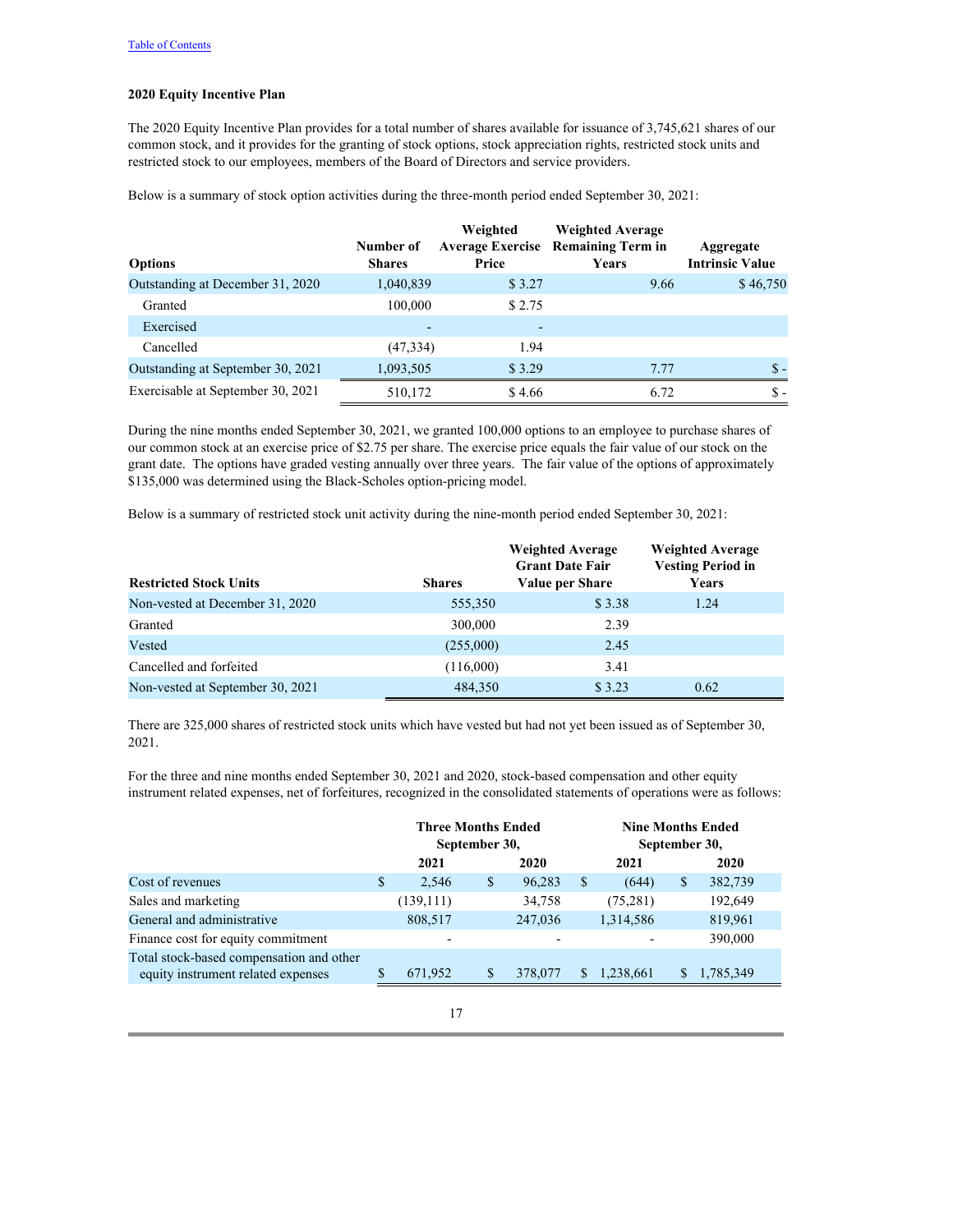### 2020 Equity Incentive Plan

The 2020 Equity Incentive Plan provides for a total number of shares available for issuance of 3,745,621 shares of our common stock, and it provides for the granting of stock options, stock appreciation rights, restricted stock units and restricted stock to our employees, members of the Board of Directors and service providers.

Below is a summary of stock option activities during the three-month period ended September 30, 2021:

| Options | Number of Shares | Weighted Average Exercise Price | Weighted Average Remaining Term in Years | Aggregate Intrinsic Value |
|---|---|---|---|---|
| Outstanding at December 31, 2020 | 1,040,839 | $ 3.27 | 9.66 | $ 46,750 |
| Granted | 100,000 | $ 2.75 | | |
| Exercised | - | - | | |
| Cancelled | (47,334) | 1.94 | | |
| Outstanding at September 30, 2021 | 1,093,505 | $ 3.29 | 7.77 | $ - |
| Exercisable at September 30, 2021 | 510,172 | $ 4.66 | 6.72 | $ - |

During the nine months ended September 30, 2021, we granted 100,000 options to an employee to purchase shares of our common stock at an exercise price of $2.75 per share. The exercise price equals the fair value of our stock on the grant date. The options have graded vesting annually over three years. The fair value of the options of approximately $135,000 was determined using the Black-Scholes option-pricing model.

Below is a summary of restricted stock unit activity during the nine-month period ended September 30, 2021:

| Restricted Stock Units | Shares | Weighted Average Grant Date Fair Value per Share | Weighted Average Vesting Period in Years |
|---|---|---|---|
| Non-vested at December 31, 2020 | 555,350 | $ 3.38 | 1.24 |
| Granted | 300,000 | 2.39 | |
| Vested | (255,000) | 2.45 | |
| Cancelled and forfeited | (116,000) | 3.41 | |
| Non-vested at September 30, 2021 | 484,350 | $ 3.23 | 0.62 |

There are 325,000 shares of restricted stock units which have vested but had not yet been issued as of September 30, 2021.

For the three and nine months ended September 30, 2021 and 2020, stock-based compensation and other equity instrument related expenses, net of forfeitures, recognized in the consolidated statements of operations were as follows:

| | Three Months Ended September 30, | | Nine Months Ended September 30, | |
|---|---|---|---|---|
| | 2021 | 2020 | 2021 | 2020 |
| Cost of revenues | $ 2,546 | $ 96,283 | $ (644) | $ 382,739 |
| Sales and marketing | (139,111) | 34,758 | (75,281) | 192,649 |
| General and administrative | 808,517 | 247,036 | 1,314,586 | 819,961 |
| Finance cost for equity commitment | - | - | - | 390,000 |
| Total stock-based compensation and other equity instrument related expenses | $ 671,952 | $ 378,077 | $ 1,238,661 | $ 1,785,349 |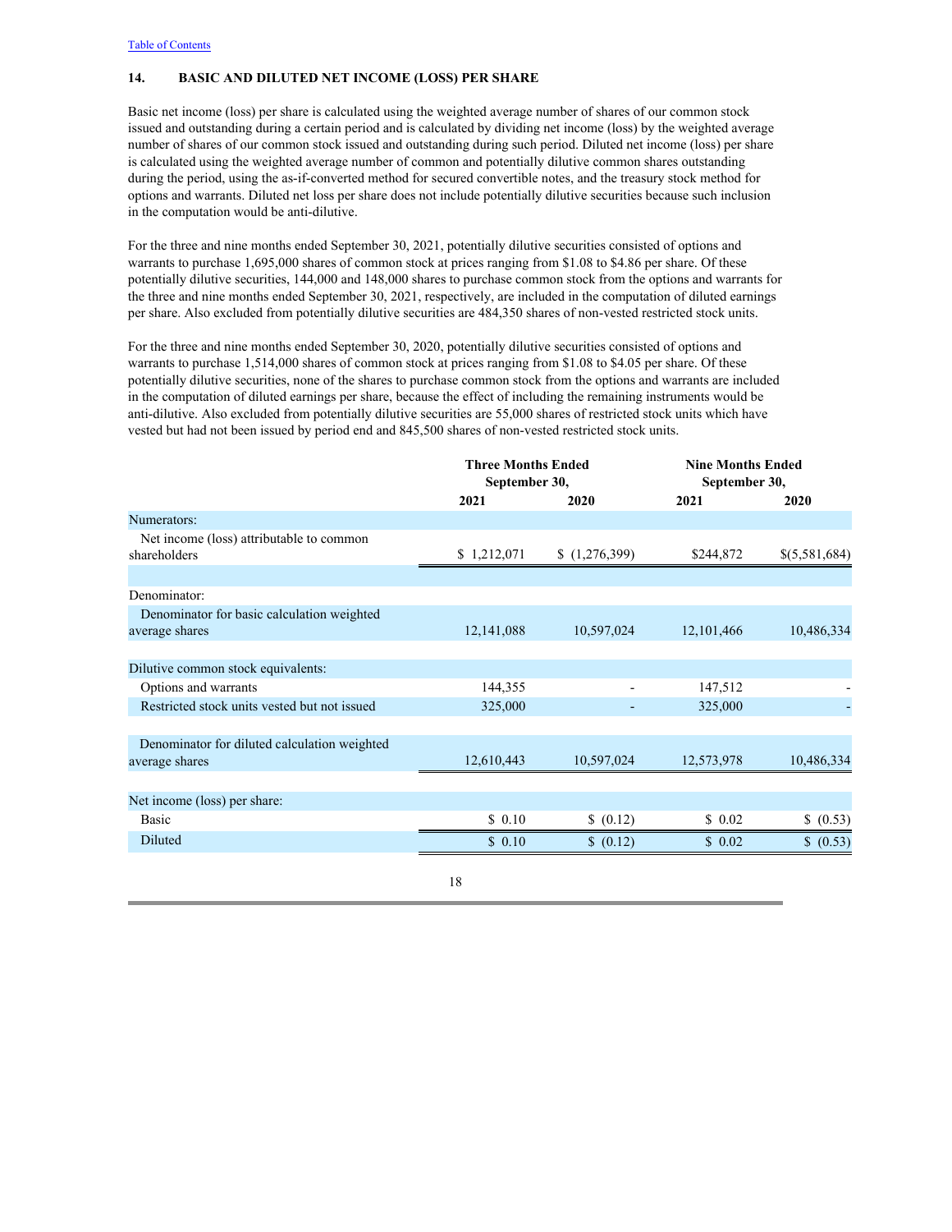## 14. BASIC AND DILUTED NET INCOME (LOSS) PER SHARE

Basic net income (loss) per share is calculated using the weighted average number of shares of our common stock issued and outstanding during a certain period and is calculated by dividing net income (loss) by the weighted average number of shares of our common stock issued and outstanding during such period. Diluted net income (loss) per share is calculated using the weighted average number of common and potentially dilutive common shares outstanding during the period, using the as-if-converted method for secured convertible notes, and the treasury stock method for options and warrants. Diluted net loss per share does not include potentially dilutive securities because such inclusion in the computation would be anti-dilutive.

For the three and nine months ended September 30, 2021, potentially dilutive securities consisted of options and warrants to purchase 1,695,000 shares of common stock at prices ranging from $1.08 to $4.86 per share. Of these potentially dilutive securities, 144,000 and 148,000 shares to purchase common stock from the options and warrants for the three and nine months ended September 30, 2021, respectively, are included in the computation of diluted earnings per share. Also excluded from potentially dilutive securities are 484,350 shares of non-vested restricted stock units.

For the three and nine months ended September 30, 2020, potentially dilutive securities consisted of options and warrants to purchase 1,514,000 shares of common stock at prices ranging from $1.08 to $4.05 per share. Of these potentially dilutive securities, none of the shares to purchase common stock from the options and warrants are included in the computation of diluted earnings per share, because the effect of including the remaining instruments would be anti-dilutive. Also excluded from potentially dilutive securities are 55,000 shares of restricted stock units which have vested but had not been issued by period end and 845,500 shares of non-vested restricted stock units.

| | Three Months Ended September 30, | | Nine Months Ended September 30, | |
|---|---|---|---|---|
| | 2021 | 2020 | 2021 | 2020 |
| Numerators: | | | | |
| Net income (loss) attributable to common shareholders | $ 1,212,071 | $ (1,276,399) | $244,872 | $(5,581,684) |
| Denominator: | | | | |
| Denominator for basic calculation weighted average shares | 12,141,088 | 10,597,024 | 12,101,466 | 10,486,334 |
| Dilutive common stock equivalents: | | | | |
| Options and warrants | 144,355 | - | 147,512 | - |
| Restricted stock units vested but not issued | 325,000 | - | 325,000 | - |
| Denominator for diluted calculation weighted average shares | 12,610,443 | 10,597,024 | 12,573,978 | 10,486,334 |
| Net income (loss) per share: | | | | |
| Basic | $ 0.10 | $ (0.12) | $ 0.02 | $ (0.53) |
| Diluted | $ 0.10 | $ (0.12) | $ 0.02 | $ (0.53) |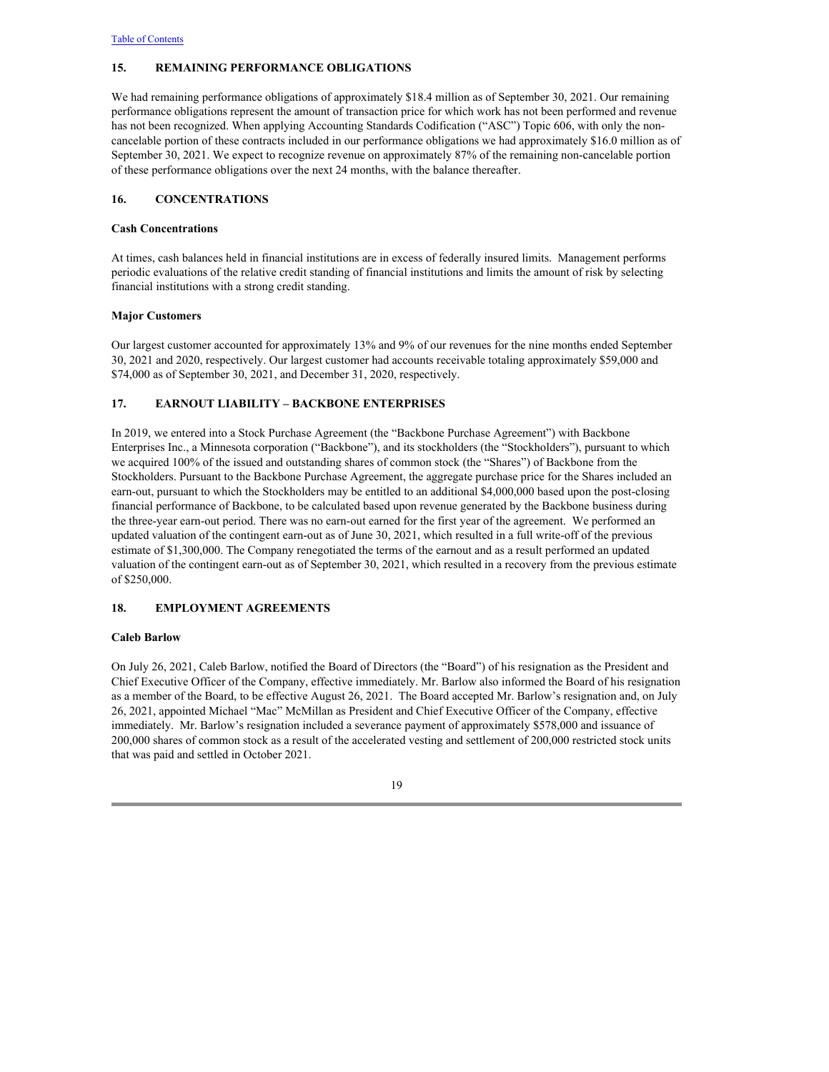## 15. REMAINING PERFORMANCE OBLIGATIONS

We had remaining performance obligations of approximately $18.4 million as of September 30, 2021. Our remaining performance obligations represent the amount of transaction price for which work has not been performed and revenue has not been recognized. When applying Accounting Standards Codification ("ASC") Topic 606, with only the non-cancelable portion of these contracts included in our performance obligations we had approximately $16.0 million as of September 30, 2021. We expect to recognize revenue on approximately 87% of the remaining non-cancelable portion of these performance obligations over the next 24 months, with the balance thereafter.

## 16. CONCENTRATIONS

### Cash Concentrations

At times, cash balances held in financial institutions are in excess of federally insured limits. Management performs periodic evaluations of the relative credit standing of financial institutions and limits the amount of risk by selecting financial institutions with a strong credit standing.

### Major Customers

Our largest customer accounted for approximately 13% and 9% of our revenues for the nine months ended September 30, 2021 and 2020, respectively. Our largest customer had accounts receivable totaling approximately $59,000 and $74,000 as of September 30, 2021, and December 31, 2020, respectively.

## 17. EARNOUT LIABILITY – BACKBONE ENTERPRISES

In 2019, we entered into a Stock Purchase Agreement (the "Backbone Purchase Agreement") with Backbone Enterprises Inc., a Minnesota corporation ("Backbone"), and its stockholders (the "Stockholders"), pursuant to which we acquired 100% of the issued and outstanding shares of common stock (the "Shares") of Backbone from the Stockholders. Pursuant to the Backbone Purchase Agreement, the aggregate purchase price for the Shares included an earn-out, pursuant to which the Stockholders may be entitled to an additional $4,000,000 based upon the post-closing financial performance of Backbone, to be calculated based upon revenue generated by the Backbone business during the three-year earn-out period. There was no earn-out earned for the first year of the agreement. We performed an updated valuation of the contingent earn-out as of June 30, 2021, which resulted in a full write-off of the previous estimate of $1,300,000. The Company renegotiated the terms of the earnout and as a result performed an updated valuation of the contingent earn-out as of September 30, 2021, which resulted in a recovery from the previous estimate of $250,000.

## 18. EMPLOYMENT AGREEMENTS

### Caleb Barlow

On July 26, 2021, Caleb Barlow, notified the Board of Directors (the "Board") of his resignation as the President and Chief Executive Officer of the Company, effective immediately. Mr. Barlow also informed the Board of his resignation as a member of the Board, to be effective August 26, 2021. The Board accepted Mr. Barlow's resignation and, on July 26, 2021, appointed Michael "Mac" McMillan as President and Chief Executive Officer of the Company, effective immediately. Mr. Barlow's resignation included a severance payment of approximately $578,000 and issuance of 200,000 shares of common stock as a result of the accelerated vesting and settlement of 200,000 restricted stock units that was paid and settled in October 2021.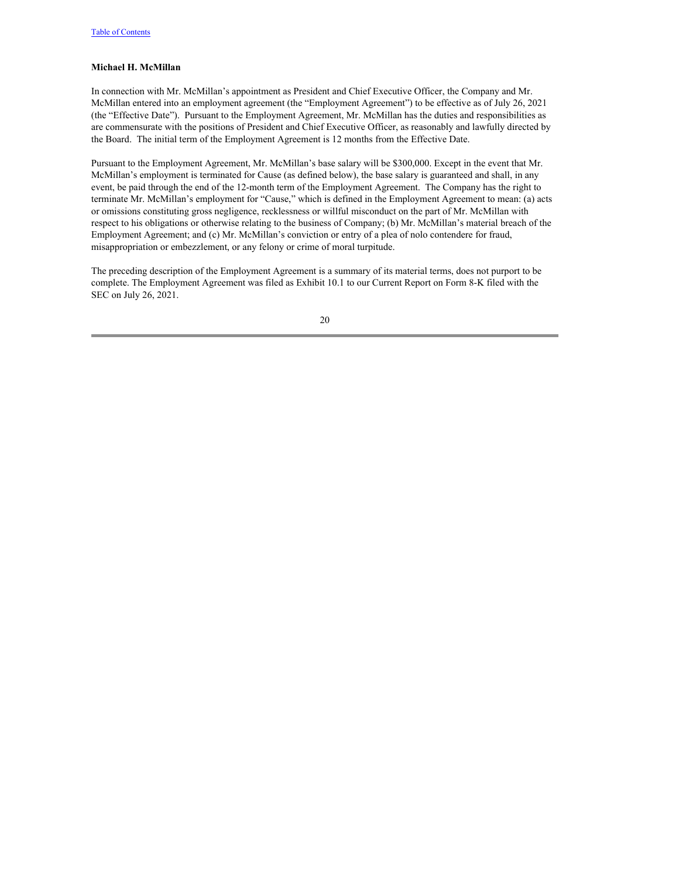**Michael H. McMillan**

In connection with Mr. McMillan's appointment as President and Chief Executive Officer, the Company and Mr. McMillan entered into an employment agreement (the "Employment Agreement") to be effective as of July 26, 2021 (the "Effective Date"). Pursuant to the Employment Agreement, Mr. McMillan has the duties and responsibilities as are commensurate with the positions of President and Chief Executive Officer, as reasonably and lawfully directed by the Board. The initial term of the Employment Agreement is 12 months from the Effective Date.

Pursuant to the Employment Agreement, Mr. McMillan's base salary will be $300,000. Except in the event that Mr. McMillan's employment is terminated for Cause (as defined below), the base salary is guaranteed and shall, in any event, be paid through the end of the 12-month term of the Employment Agreement. The Company has the right to terminate Mr. McMillan's employment for "Cause," which is defined in the Employment Agreement to mean: (a) acts or omissions constituting gross negligence, recklessness or willful misconduct on the part of Mr. McMillan with respect to his obligations or otherwise relating to the business of Company; (b) Mr. McMillan's material breach of the Employment Agreement; and (c) Mr. McMillan's conviction or entry of a plea of nolo contendere for fraud, misappropriation or embezzlement, or any felony or crime of moral turpitude.

The preceding description of the Employment Agreement is a summary of its material terms, does not purport to be complete. The Employment Agreement was filed as Exhibit 10.1 to our Current Report on Form 8-K filed with the SEC on July 26, 2021.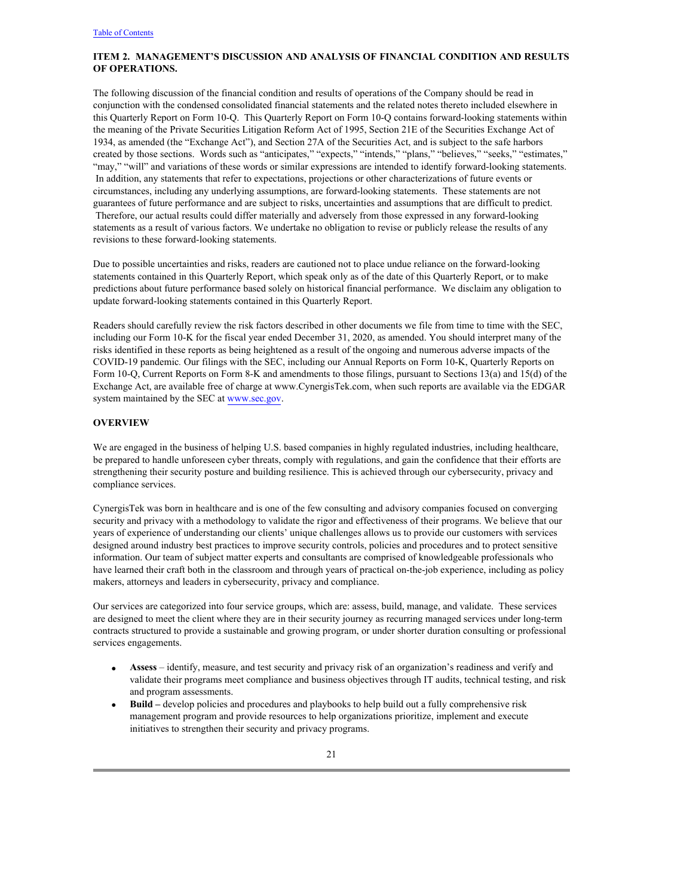## ITEM 2. MANAGEMENT'S DISCUSSION AND ANALYSIS OF FINANCIAL CONDITION AND RESULTS OF OPERATIONS.

The following discussion of the financial condition and results of operations of the Company should be read in conjunction with the condensed consolidated financial statements and the related notes thereto included elsewhere in this Quarterly Report on Form 10-Q. This Quarterly Report on Form 10-Q contains forward-looking statements within the meaning of the Private Securities Litigation Reform Act of 1995, Section 21E of the Securities Exchange Act of 1934, as amended (the "Exchange Act"), and Section 27A of the Securities Act, and is subject to the safe harbors created by those sections. Words such as "anticipates," "expects," "intends," "plans," "believes," "seeks," "estimates," "may," "will" and variations of these words or similar expressions are intended to identify forward-looking statements. In addition, any statements that refer to expectations, projections or other characterizations of future events or circumstances, including any underlying assumptions, are forward-looking statements. These statements are not guarantees of future performance and are subject to risks, uncertainties and assumptions that are difficult to predict. Therefore, our actual results could differ materially and adversely from those expressed in any forward-looking statements as a result of various factors. We undertake no obligation to revise or publicly release the results of any revisions to these forward-looking statements.

Due to possible uncertainties and risks, readers are cautioned not to place undue reliance on the forward-looking statements contained in this Quarterly Report, which speak only as of the date of this Quarterly Report, or to make predictions about future performance based solely on historical financial performance. We disclaim any obligation to update forward-looking statements contained in this Quarterly Report.

Readers should carefully review the risk factors described in other documents we file from time to time with the SEC, including our Form 10-K for the fiscal year ended December 31, 2020, as amended. You should interpret many of the risks identified in these reports as being heightened as a result of the ongoing and numerous adverse impacts of the COVID-19 pandemic. Our filings with the SEC, including our Annual Reports on Form 10-K, Quarterly Reports on Form 10-Q, Current Reports on Form 8-K and amendments to those filings, pursuant to Sections 13(a) and 15(d) of the Exchange Act, are available free of charge at www.CynergisTek.com, when such reports are available via the EDGAR system maintained by the SEC at www.sec.gov.

### OVERVIEW

We are engaged in the business of helping U.S. based companies in highly regulated industries, including healthcare, be prepared to handle unforeseen cyber threats, comply with regulations, and gain the confidence that their efforts are strengthening their security posture and building resilience. This is achieved through our cybersecurity, privacy and compliance services.

CynergisTek was born in healthcare and is one of the few consulting and advisory companies focused on converging security and privacy with a methodology to validate the rigor and effectiveness of their programs. We believe that our years of experience of understanding our clients' unique challenges allows us to provide our customers with services designed around industry best practices to improve security controls, policies and procedures and to protect sensitive information. Our team of subject matter experts and consultants are comprised of knowledgeable professionals who have learned their craft both in the classroom and through years of practical on-the-job experience, including as policy makers, attorneys and leaders in cybersecurity, privacy and compliance.

Our services are categorized into four service groups, which are: assess, build, manage, and validate. These services are designed to meet the client where they are in their security journey as recurring managed services under long-term contracts structured to provide a sustainable and growing program, or under shorter duration consulting or professional services engagements.

- **Assess** – identify, measure, and test security and privacy risk of an organization's readiness and verify and validate their programs meet compliance and business objectives through IT audits, technical testing, and risk and program assessments.
- **Build –** develop policies and procedures and playbooks to help build out a fully comprehensive risk management program and provide resources to help organizations prioritize, implement and execute initiatives to strengthen their security and privacy programs.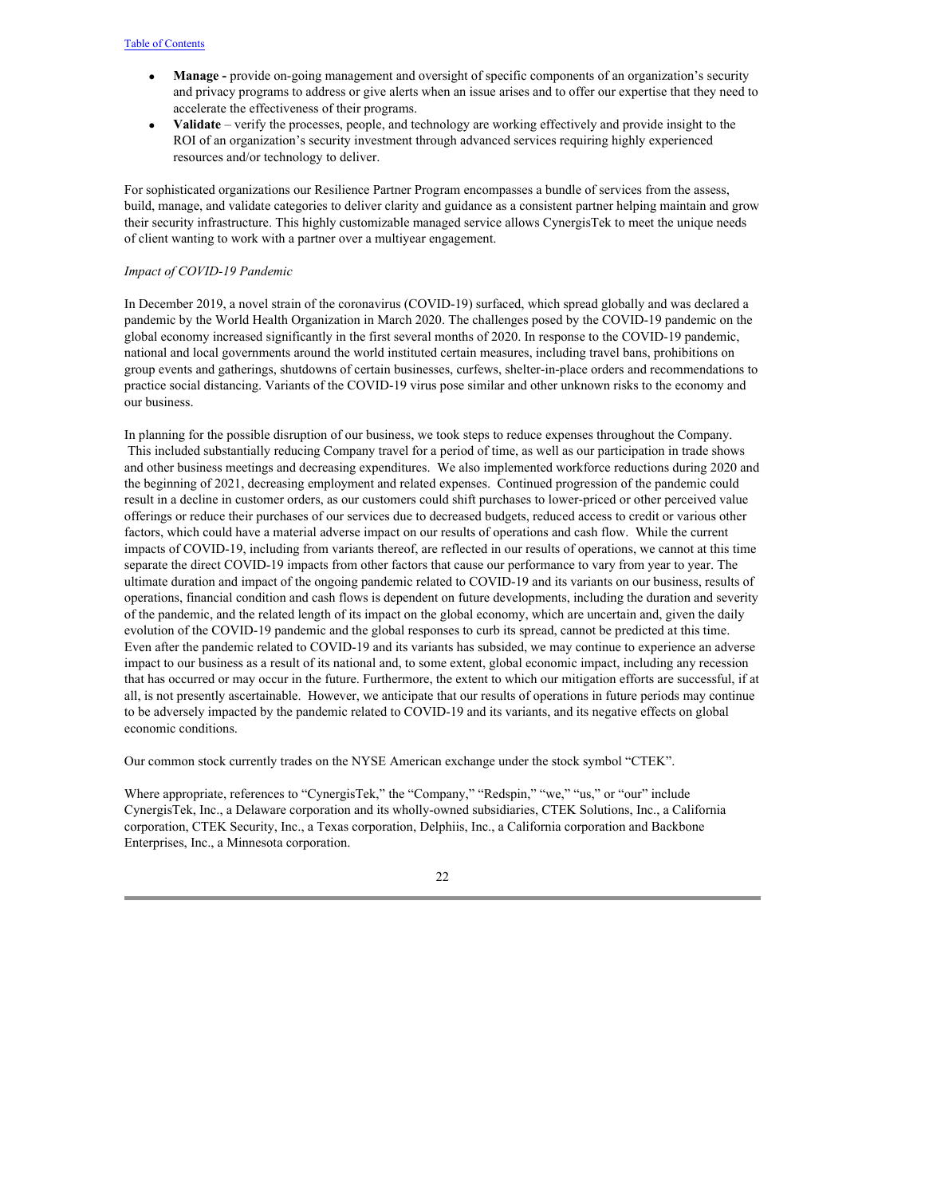- **Manage -** provide on-going management and oversight of specific components of an organization's security and privacy programs to address or give alerts when an issue arises and to offer our expertise that they need to accelerate the effectiveness of their programs.
- **Validate** – verify the processes, people, and technology are working effectively and provide insight to the ROI of an organization's security investment through advanced services requiring highly experienced resources and/or technology to deliver.

For sophisticated organizations our Resilience Partner Program encompasses a bundle of services from the assess, build, manage, and validate categories to deliver clarity and guidance as a consistent partner helping maintain and grow their security infrastructure. This highly customizable managed service allows CynergisTek to meet the unique needs of client wanting to work with a partner over a multiyear engagement.

*Impact of COVID-19 Pandemic*

In December 2019, a novel strain of the coronavirus (COVID-19) surfaced, which spread globally and was declared a pandemic by the World Health Organization in March 2020. The challenges posed by the COVID-19 pandemic on the global economy increased significantly in the first several months of 2020. In response to the COVID-19 pandemic, national and local governments around the world instituted certain measures, including travel bans, prohibitions on group events and gatherings, shutdowns of certain businesses, curfews, shelter-in-place orders and recommendations to practice social distancing. Variants of the COVID-19 virus pose similar and other unknown risks to the economy and our business.

In planning for the possible disruption of our business, we took steps to reduce expenses throughout the Company. This included substantially reducing Company travel for a period of time, as well as our participation in trade shows and other business meetings and decreasing expenditures. We also implemented workforce reductions during 2020 and the beginning of 2021, decreasing employment and related expenses. Continued progression of the pandemic could result in a decline in customer orders, as our customers could shift purchases to lower-priced or other perceived value offerings or reduce their purchases of our services due to decreased budgets, reduced access to credit or various other factors, which could have a material adverse impact on our results of operations and cash flow. While the current impacts of COVID-19, including from variants thereof, are reflected in our results of operations, we cannot at this time separate the direct COVID-19 impacts from other factors that cause our performance to vary from year to year. The ultimate duration and impact of the ongoing pandemic related to COVID-19 and its variants on our business, results of operations, financial condition and cash flows is dependent on future developments, including the duration and severity of the pandemic, and the related length of its impact on the global economy, which are uncertain and, given the daily evolution of the COVID-19 pandemic and the global responses to curb its spread, cannot be predicted at this time. Even after the pandemic related to COVID-19 and its variants has subsided, we may continue to experience an adverse impact to our business as a result of its national and, to some extent, global economic impact, including any recession that has occurred or may occur in the future. Furthermore, the extent to which our mitigation efforts are successful, if at all, is not presently ascertainable. However, we anticipate that our results of operations in future periods may continue to be adversely impacted by the pandemic related to COVID-19 and its variants, and its negative effects on global economic conditions.

Our common stock currently trades on the NYSE American exchange under the stock symbol "CTEK".

Where appropriate, references to "CynergisTek," the "Company," "Redspin," "we," "us," or "our" include CynergisTek, Inc., a Delaware corporation and its wholly-owned subsidiaries, CTEK Solutions, Inc., a California corporation, CTEK Security, Inc., a Texas corporation, Delphiis, Inc., a California corporation and Backbone Enterprises, Inc., a Minnesota corporation.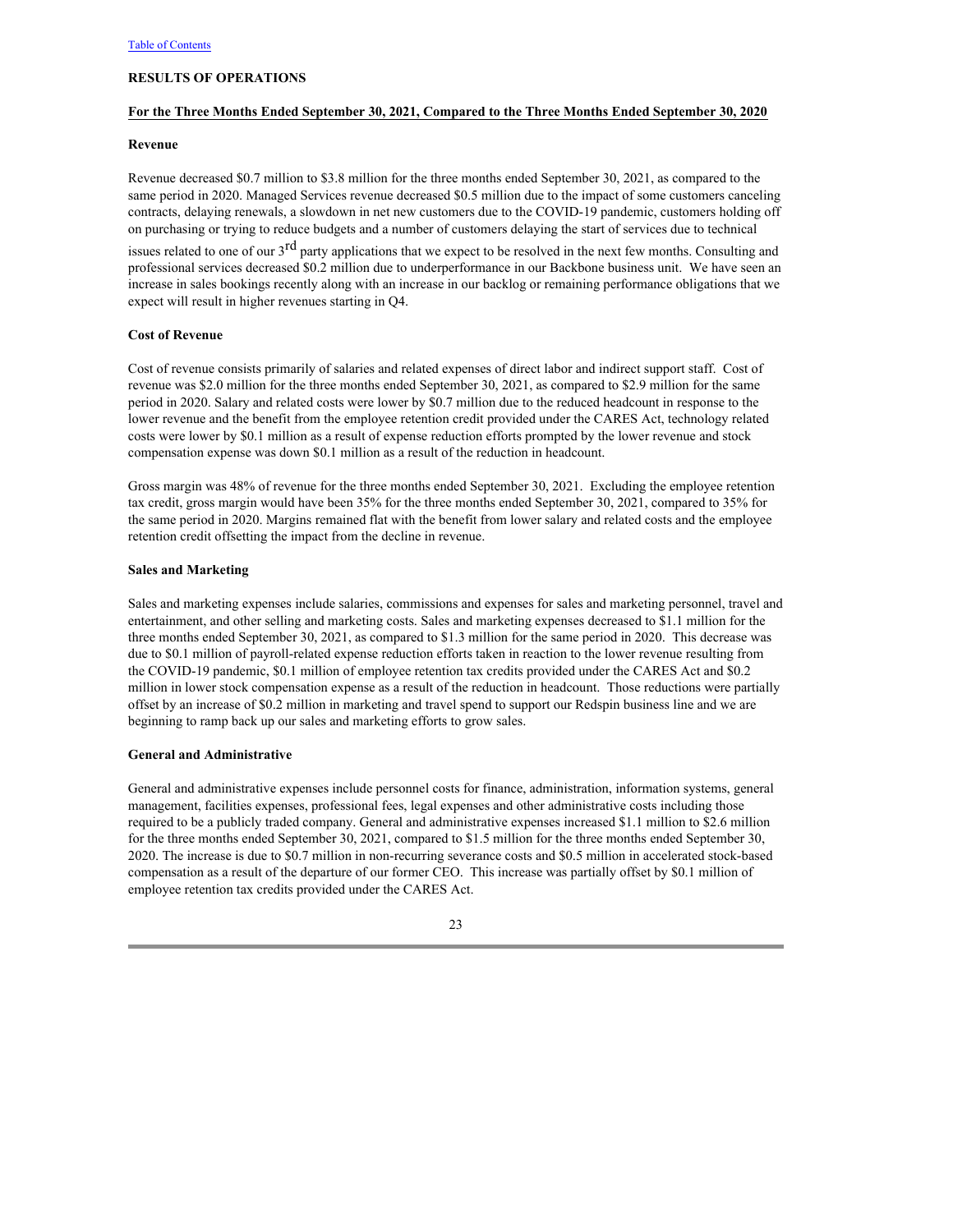## RESULTS OF OPERATIONS

### For the Three Months Ended September 30, 2021, Compared to the Three Months Ended September 30, 2020

#### Revenue

Revenue decreased $0.7 million to $3.8 million for the three months ended September 30, 2021, as compared to the same period in 2020. Managed Services revenue decreased $0.5 million due to the impact of some customers canceling contracts, delaying renewals, a slowdown in net new customers due to the COVID-19 pandemic, customers holding off on purchasing or trying to reduce budgets and a number of customers delaying the start of services due to technical issues related to one of our 3rd party applications that we expect to be resolved in the next few months. Consulting and professional services decreased $0.2 million due to underperformance in our Backbone business unit. We have seen an increase in sales bookings recently along with an increase in our backlog or remaining performance obligations that we expect will result in higher revenues starting in Q4.

#### Cost of Revenue

Cost of revenue consists primarily of salaries and related expenses of direct labor and indirect support staff. Cost of revenue was $2.0 million for the three months ended September 30, 2021, as compared to $2.9 million for the same period in 2020. Salary and related costs were lower by $0.7 million due to the reduced headcount in response to the lower revenue and the benefit from the employee retention credit provided under the CARES Act, technology related costs were lower by $0.1 million as a result of expense reduction efforts prompted by the lower revenue and stock compensation expense was down $0.1 million as a result of the reduction in headcount.

Gross margin was 48% of revenue for the three months ended September 30, 2021. Excluding the employee retention tax credit, gross margin would have been 35% for the three months ended September 30, 2021, compared to 35% for the same period in 2020. Margins remained flat with the benefit from lower salary and related costs and the employee retention credit offsetting the impact from the decline in revenue.

#### Sales and Marketing

Sales and marketing expenses include salaries, commissions and expenses for sales and marketing personnel, travel and entertainment, and other selling and marketing costs. Sales and marketing expenses decreased to $1.1 million for the three months ended September 30, 2021, as compared to $1.3 million for the same period in 2020. This decrease was due to $0.1 million of payroll-related expense reduction efforts taken in reaction to the lower revenue resulting from the COVID-19 pandemic, $0.1 million of employee retention tax credits provided under the CARES Act and $0.2 million in lower stock compensation expense as a result of the reduction in headcount. Those reductions were partially offset by an increase of $0.2 million in marketing and travel spend to support our Redspin business line and we are beginning to ramp back up our sales and marketing efforts to grow sales.

#### General and Administrative

General and administrative expenses include personnel costs for finance, administration, information systems, general management, facilities expenses, professional fees, legal expenses and other administrative costs including those required to be a publicly traded company. General and administrative expenses increased $1.1 million to $2.6 million for the three months ended September 30, 2021, compared to $1.5 million for the three months ended September 30, 2020. The increase is due to $0.7 million in non-recurring severance costs and $0.5 million in accelerated stock-based compensation as a result of the departure of our former CEO. This increase was partially offset by $0.1 million of employee retention tax credits provided under the CARES Act.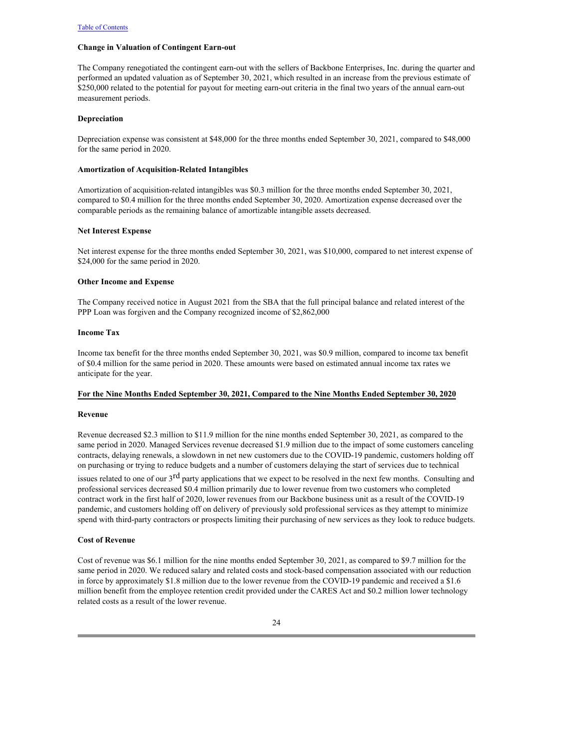[Table of Contents](#)

**Change in Valuation of Contingent Earn-out**

The Company renegotiated the contingent earn-out with the sellers of Backbone Enterprises, Inc. during the quarter and performed an updated valuation as of September 30, 2021, which resulted in an increase from the previous estimate of $250,000 related to the potential for payout for meeting earn-out criteria in the final two years of the annual earn-out measurement periods.

**Depreciation**

Depreciation expense was consistent at $48,000 for the three months ended September 30, 2021, compared to $48,000 for the same period in 2020.

**Amortization of Acquisition-Related Intangibles**

Amortization of acquisition-related intangibles was $0.3 million for the three months ended September 30, 2021, compared to $0.4 million for the three months ended September 30, 2020. Amortization expense decreased over the comparable periods as the remaining balance of amortizable intangible assets decreased.

**Net Interest Expense**

Net interest expense for the three months ended September 30, 2021, was $10,000, compared to net interest expense of $24,000 for the same period in 2020.

**Other Income and Expense**

The Company received notice in August 2021 from the SBA that the full principal balance and related interest of the PPP Loan was forgiven and the Company recognized income of $2,862,000

**Income Tax**

Income tax benefit for the three months ended September 30, 2021, was $0.9 million, compared to income tax benefit of $0.4 million for the same period in 2020. These amounts were based on estimated annual income tax rates we anticipate for the year.

**For the Nine Months Ended September 30, 2021, Compared to the Nine Months Ended September 30, 2020**

**Revenue**

Revenue decreased $2.3 million to $11.9 million for the nine months ended September 30, 2021, as compared to the same period in 2020. Managed Services revenue decreased $1.9 million due to the impact of some customers canceling contracts, delaying renewals, a slowdown in net new customers due to the COVID-19 pandemic, customers holding off on purchasing or trying to reduce budgets and a number of customers delaying the start of services due to technical issues related to one of our 3rd party applications that we expect to be resolved in the next few months. Consulting and professional services decreased $0.4 million primarily due to lower revenue from two customers who completed contract work in the first half of 2020, lower revenues from our Backbone business unit as a result of the COVID-19 pandemic, and customers holding off on delivery of previously sold professional services as they attempt to minimize spend with third-party contractors or prospects limiting their purchasing of new services as they look to reduce budgets.

**Cost of Revenue**

Cost of revenue was $6.1 million for the nine months ended September 30, 2021, as compared to $9.7 million for the same period in 2020. We reduced salary and related costs and stock-based compensation associated with our reduction in force by approximately $1.8 million due to the lower revenue from the COVID-19 pandemic and received a $1.6 million benefit from the employee retention credit provided under the CARES Act and $0.2 million lower technology related costs as a result of the lower revenue.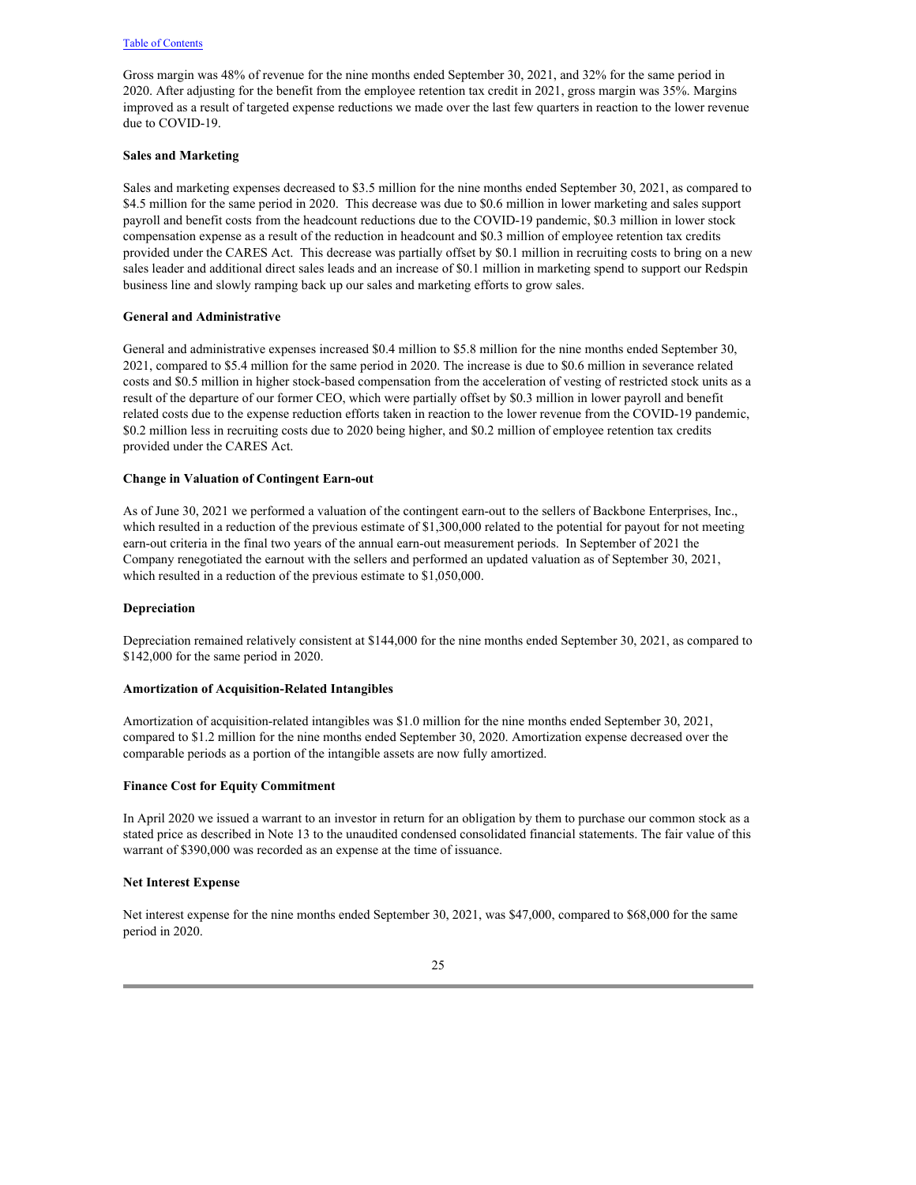Gross margin was 48% of revenue for the nine months ended September 30, 2021, and 32% for the same period in 2020. After adjusting for the benefit from the employee retention tax credit in 2021, gross margin was 35%. Margins improved as a result of targeted expense reductions we made over the last few quarters in reaction to the lower revenue due to COVID-19.

**Sales and Marketing**

Sales and marketing expenses decreased to $3.5 million for the nine months ended September 30, 2021, as compared to $4.5 million for the same period in 2020. This decrease was due to $0.6 million in lower marketing and sales support payroll and benefit costs from the headcount reductions due to the COVID-19 pandemic, $0.3 million in lower stock compensation expense as a result of the reduction in headcount and $0.3 million of employee retention tax credits provided under the CARES Act. This decrease was partially offset by $0.1 million in recruiting costs to bring on a new sales leader and additional direct sales leads and an increase of $0.1 million in marketing spend to support our Redspin business line and slowly ramping back up our sales and marketing efforts to grow sales.

**General and Administrative**

General and administrative expenses increased $0.4 million to $5.8 million for the nine months ended September 30, 2021, compared to $5.4 million for the same period in 2020. The increase is due to $0.6 million in severance related costs and $0.5 million in higher stock-based compensation from the acceleration of vesting of restricted stock units as a result of the departure of our former CEO, which were partially offset by $0.3 million in lower payroll and benefit related costs due to the expense reduction efforts taken in reaction to the lower revenue from the COVID-19 pandemic, $0.2 million less in recruiting costs due to 2020 being higher, and $0.2 million of employee retention tax credits provided under the CARES Act.

**Change in Valuation of Contingent Earn-out**

As of June 30, 2021 we performed a valuation of the contingent earn-out to the sellers of Backbone Enterprises, Inc., which resulted in a reduction of the previous estimate of $1,300,000 related to the potential for payout for not meeting earn-out criteria in the final two years of the annual earn-out measurement periods. In September of 2021 the Company renegotiated the earnout with the sellers and performed an updated valuation as of September 30, 2021, which resulted in a reduction of the previous estimate to $1,050,000.

**Depreciation**

Depreciation remained relatively consistent at $144,000 for the nine months ended September 30, 2021, as compared to $142,000 for the same period in 2020.

**Amortization of Acquisition-Related Intangibles**

Amortization of acquisition-related intangibles was $1.0 million for the nine months ended September 30, 2021, compared to $1.2 million for the nine months ended September 30, 2020. Amortization expense decreased over the comparable periods as a portion of the intangible assets are now fully amortized.

**Finance Cost for Equity Commitment**

In April 2020 we issued a warrant to an investor in return for an obligation by them to purchase our common stock as a stated price as described in Note 13 to the unaudited condensed consolidated financial statements. The fair value of this warrant of $390,000 was recorded as an expense at the time of issuance.

**Net Interest Expense**

Net interest expense for the nine months ended September 30, 2021, was $47,000, compared to $68,000 for the same period in 2020.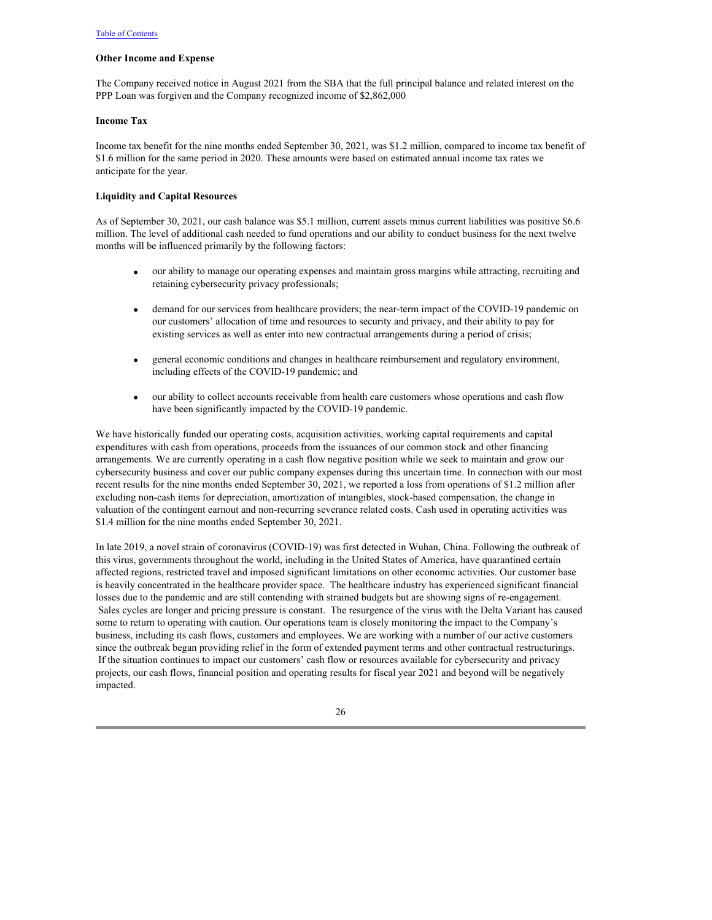**Other Income and Expense**

The Company received notice in August 2021 from the SBA that the full principal balance and related interest on the PPP Loan was forgiven and the Company recognized income of $2,862,000

**Income Tax**

Income tax benefit for the nine months ended September 30, 2021, was $1.2 million, compared to income tax benefit of $1.6 million for the same period in 2020. These amounts were based on estimated annual income tax rates we anticipate for the year.

**Liquidity and Capital Resources**

As of September 30, 2021, our cash balance was $5.1 million, current assets minus current liabilities was positive $6.6 million. The level of additional cash needed to fund operations and our ability to conduct business for the next twelve months will be influenced primarily by the following factors:

- our ability to manage our operating expenses and maintain gross margins while attracting, recruiting and retaining cybersecurity privacy professionals;
- demand for our services from healthcare providers; the near-term impact of the COVID-19 pandemic on our customers' allocation of time and resources to security and privacy, and their ability to pay for existing services as well as enter into new contractual arrangements during a period of crisis;
- general economic conditions and changes in healthcare reimbursement and regulatory environment, including effects of the COVID-19 pandemic; and
- our ability to collect accounts receivable from health care customers whose operations and cash flow have been significantly impacted by the COVID-19 pandemic.

We have historically funded our operating costs, acquisition activities, working capital requirements and capital expenditures with cash from operations, proceeds from the issuances of our common stock and other financing arrangements. We are currently operating in a cash flow negative position while we seek to maintain and grow our cybersecurity business and cover our public company expenses during this uncertain time. In connection with our most recent results for the nine months ended September 30, 2021, we reported a loss from operations of $1.2 million after excluding non-cash items for depreciation, amortization of intangibles, stock-based compensation, the change in valuation of the contingent earnout and non-recurring severance related costs. Cash used in operating activities was $1.4 million for the nine months ended September 30, 2021.

In late 2019, a novel strain of coronavirus (COVID-19) was first detected in Wuhan, China. Following the outbreak of this virus, governments throughout the world, including in the United States of America, have quarantined certain affected regions, restricted travel and imposed significant limitations on other economic activities. Our customer base is heavily concentrated in the healthcare provider space. The healthcare industry has experienced significant financial losses due to the pandemic and are still contending with strained budgets but are showing signs of re-engagement. Sales cycles are longer and pricing pressure is constant. The resurgence of the virus with the Delta Variant has caused some to return to operating with caution. Our operations team is closely monitoring the impact to the Company's business, including its cash flows, customers and employees. We are working with a number of our active customers since the outbreak began providing relief in the form of extended payment terms and other contractual restructurings. If the situation continues to impact our customers' cash flow or resources available for cybersecurity and privacy projects, our cash flows, financial position and operating results for fiscal year 2021 and beyond will be negatively impacted.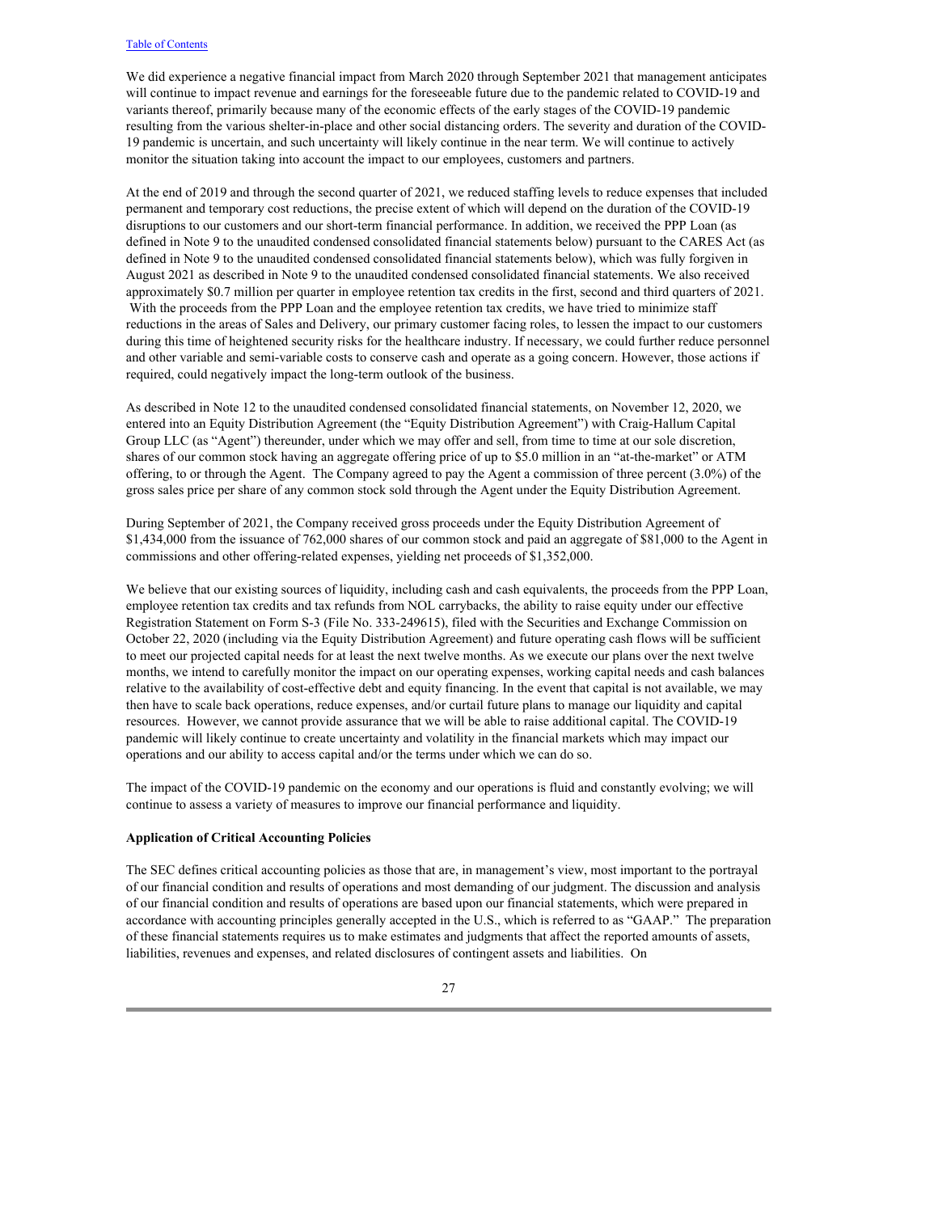We did experience a negative financial impact from March 2020 through September 2021 that management anticipates will continue to impact revenue and earnings for the foreseeable future due to the pandemic related to COVID-19 and variants thereof, primarily because many of the economic effects of the early stages of the COVID-19 pandemic resulting from the various shelter-in-place and other social distancing orders. The severity and duration of the COVID-19 pandemic is uncertain, and such uncertainty will likely continue in the near term. We will continue to actively monitor the situation taking into account the impact to our employees, customers and partners.

At the end of 2019 and through the second quarter of 2021, we reduced staffing levels to reduce expenses that included permanent and temporary cost reductions, the precise extent of which will depend on the duration of the COVID-19 disruptions to our customers and our short-term financial performance. In addition, we received the PPP Loan (as defined in Note 9 to the unaudited condensed consolidated financial statements below) pursuant to the CARES Act (as defined in Note 9 to the unaudited condensed consolidated financial statements below), which was fully forgiven in August 2021 as described in Note 9 to the unaudited condensed consolidated financial statements. We also received approximately \$0.7 million per quarter in employee retention tax credits in the first, second and third quarters of 2021. With the proceeds from the PPP Loan and the employee retention tax credits, we have tried to minimize staff reductions in the areas of Sales and Delivery, our primary customer facing roles, to lessen the impact to our customers during this time of heightened security risks for the healthcare industry. If necessary, we could further reduce personnel and other variable and semi-variable costs to conserve cash and operate as a going concern. However, those actions if required, could negatively impact the long-term outlook of the business.

As described in Note 12 to the unaudited condensed consolidated financial statements, on November 12, 2020, we entered into an Equity Distribution Agreement (the "Equity Distribution Agreement") with Craig-Hallum Capital Group LLC (as "Agent") thereunder, under which we may offer and sell, from time to time at our sole discretion, shares of our common stock having an aggregate offering price of up to \$5.0 million in an "at-the-market" or ATM offering, to or through the Agent. The Company agreed to pay the Agent a commission of three percent (3.0%) of the gross sales price per share of any common stock sold through the Agent under the Equity Distribution Agreement.

During September of 2021, the Company received gross proceeds under the Equity Distribution Agreement of \$1,434,000 from the issuance of 762,000 shares of our common stock and paid an aggregate of \$81,000 to the Agent in commissions and other offering-related expenses, yielding net proceeds of \$1,352,000.

We believe that our existing sources of liquidity, including cash and cash equivalents, the proceeds from the PPP Loan, employee retention tax credits and tax refunds from NOL carrybacks, the ability to raise equity under our effective Registration Statement on Form S-3 (File No. 333-249615), filed with the Securities and Exchange Commission on October 22, 2020 (including via the Equity Distribution Agreement) and future operating cash flows will be sufficient to meet our projected capital needs for at least the next twelve months. As we execute our plans over the next twelve months, we intend to carefully monitor the impact on our operating expenses, working capital needs and cash balances relative to the availability of cost-effective debt and equity financing. In the event that capital is not available, we may then have to scale back operations, reduce expenses, and/or curtail future plans to manage our liquidity and capital resources. However, we cannot provide assurance that we will be able to raise additional capital. The COVID-19 pandemic will likely continue to create uncertainty and volatility in the financial markets which may impact our operations and our ability to access capital and/or the terms under which we can do so.

The impact of the COVID-19 pandemic on the economy and our operations is fluid and constantly evolving; we will continue to assess a variety of measures to improve our financial performance and liquidity.

**Application of Critical Accounting Policies**

The SEC defines critical accounting policies as those that are, in management's view, most important to the portrayal of our financial condition and results of operations and most demanding of our judgment. The discussion and analysis of our financial condition and results of operations are based upon our financial statements, which were prepared in accordance with accounting principles generally accepted in the U.S., which is referred to as "GAAP." The preparation of these financial statements requires us to make estimates and judgments that affect the reported amounts of assets, liabilities, revenues and expenses, and related disclosures of contingent assets and liabilities. On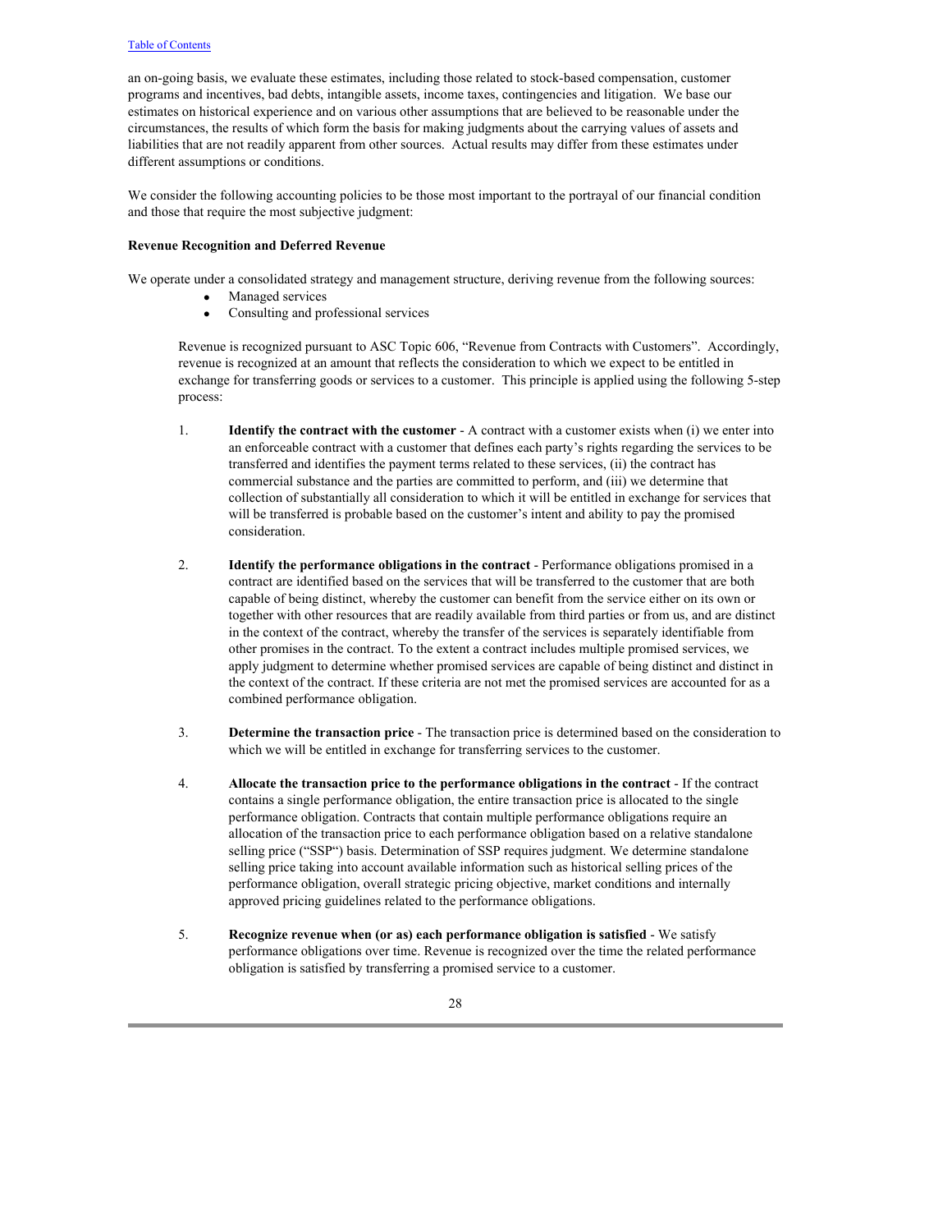an on-going basis, we evaluate these estimates, including those related to stock-based compensation, customer programs and incentives, bad debts, intangible assets, income taxes, contingencies and litigation. We base our estimates on historical experience and on various other assumptions that are believed to be reasonable under the circumstances, the results of which form the basis for making judgments about the carrying values of assets and liabilities that are not readily apparent from other sources. Actual results may differ from these estimates under different assumptions or conditions.

We consider the following accounting policies to be those most important to the portrayal of our financial condition and those that require the most subjective judgment:

**Revenue Recognition and Deferred Revenue**

We operate under a consolidated strategy and management structure, deriving revenue from the following sources:

- Managed services
- Consulting and professional services

Revenue is recognized pursuant to ASC Topic 606, "Revenue from Contracts with Customers". Accordingly, revenue is recognized at an amount that reflects the consideration to which we expect to be entitled in exchange for transferring goods or services to a customer. This principle is applied using the following 5-step process:

1. **Identify the contract with the customer** - A contract with a customer exists when (i) we enter into an enforceable contract with a customer that defines each party's rights regarding the services to be transferred and identifies the payment terms related to these services, (ii) the contract has commercial substance and the parties are committed to perform, and (iii) we determine that collection of substantially all consideration to which it will be entitled in exchange for services that will be transferred is probable based on the customer's intent and ability to pay the promised consideration.

2. **Identify the performance obligations in the contract** - Performance obligations promised in a contract are identified based on the services that will be transferred to the customer that are both capable of being distinct, whereby the customer can benefit from the service either on its own or together with other resources that are readily available from third parties or from us, and are distinct in the context of the contract, whereby the transfer of the services is separately identifiable from other promises in the contract. To the extent a contract includes multiple promised services, we apply judgment to determine whether promised services are capable of being distinct and distinct in the context of the contract. If these criteria are not met the promised services are accounted for as a combined performance obligation.

3. **Determine the transaction price** - The transaction price is determined based on the consideration to which we will be entitled in exchange for transferring services to the customer.

4. **Allocate the transaction price to the performance obligations in the contract** - If the contract contains a single performance obligation, the entire transaction price is allocated to the single performance obligation. Contracts that contain multiple performance obligations require an allocation of the transaction price to each performance obligation based on a relative standalone selling price ("SSP") basis. Determination of SSP requires judgment. We determine standalone selling price taking into account available information such as historical selling prices of the performance obligation, overall strategic pricing objective, market conditions and internally approved pricing guidelines related to the performance obligations.

5. **Recognize revenue when (or as) each performance obligation is satisfied** - We satisfy performance obligations over time. Revenue is recognized over the time the related performance obligation is satisfied by transferring a promised service to a customer.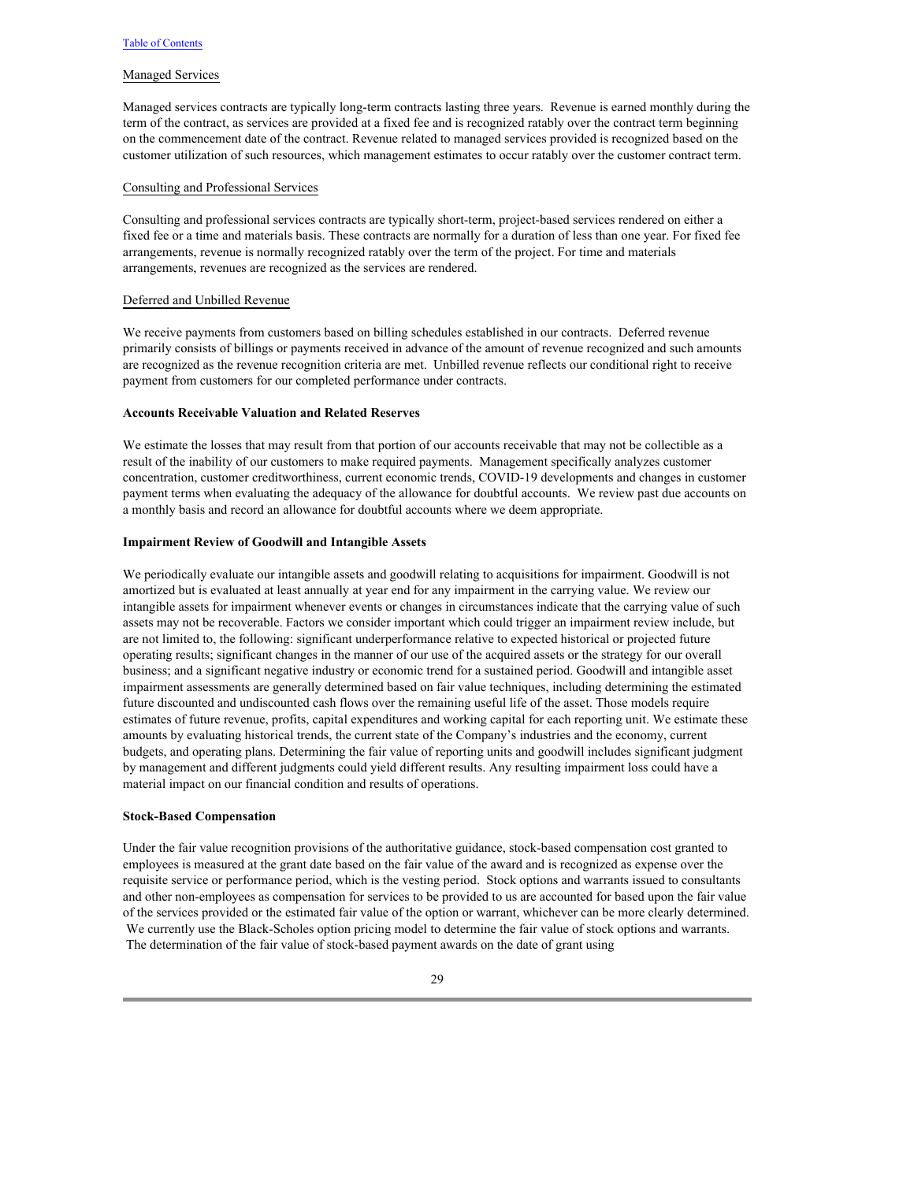Managed Services

Managed services contracts are typically long-term contracts lasting three years. Revenue is earned monthly during the term of the contract, as services are provided at a fixed fee and is recognized ratably over the contract term beginning on the commencement date of the contract. Revenue related to managed services provided is recognized based on the customer utilization of such resources, which management estimates to occur ratably over the customer contract term.

Consulting and Professional Services

Consulting and professional services contracts are typically short-term, project-based services rendered on either a fixed fee or a time and materials basis. These contracts are normally for a duration of less than one year. For fixed fee arrangements, revenue is normally recognized ratably over the term of the project. For time and materials arrangements, revenues are recognized as the services are rendered.

Deferred and Unbilled Revenue

We receive payments from customers based on billing schedules established in our contracts. Deferred revenue primarily consists of billings or payments received in advance of the amount of revenue recognized and such amounts are recognized as the revenue recognition criteria are met. Unbilled revenue reflects our conditional right to receive payment from customers for our completed performance under contracts.

**Accounts Receivable Valuation and Related Reserves**

We estimate the losses that may result from that portion of our accounts receivable that may not be collectible as a result of the inability of our customers to make required payments. Management specifically analyzes customer concentration, customer creditworthiness, current economic trends, COVID-19 developments and changes in customer payment terms when evaluating the adequacy of the allowance for doubtful accounts. We review past due accounts on a monthly basis and record an allowance for doubtful accounts where we deem appropriate.

**Impairment Review of Goodwill and Intangible Assets**

We periodically evaluate our intangible assets and goodwill relating to acquisitions for impairment. Goodwill is not amortized but is evaluated at least annually at year end for any impairment in the carrying value. We review our intangible assets for impairment whenever events or changes in circumstances indicate that the carrying value of such assets may not be recoverable. Factors we consider important which could trigger an impairment review include, but are not limited to, the following: significant underperformance relative to expected historical or projected future operating results; significant changes in the manner of our use of the acquired assets or the strategy for our overall business; and a significant negative industry or economic trend for a sustained period. Goodwill and intangible asset impairment assessments are generally determined based on fair value techniques, including determining the estimated future discounted and undiscounted cash flows over the remaining useful life of the asset. Those models require estimates of future revenue, profits, capital expenditures and working capital for each reporting unit. We estimate these amounts by evaluating historical trends, the current state of the Company's industries and the economy, current budgets, and operating plans. Determining the fair value of reporting units and goodwill includes significant judgment by management and different judgments could yield different results. Any resulting impairment loss could have a material impact on our financial condition and results of operations.

**Stock-Based Compensation**

Under the fair value recognition provisions of the authoritative guidance, stock-based compensation cost granted to employees is measured at the grant date based on the fair value of the award and is recognized as expense over the requisite service or performance period, which is the vesting period. Stock options and warrants issued to consultants and other non-employees as compensation for services to be provided to us are accounted for based upon the fair value of the services provided or the estimated fair value of the option or warrant, whichever can be more clearly determined. We currently use the Black-Scholes option pricing model to determine the fair value of stock options and warrants. The determination of the fair value of stock-based payment awards on the date of grant using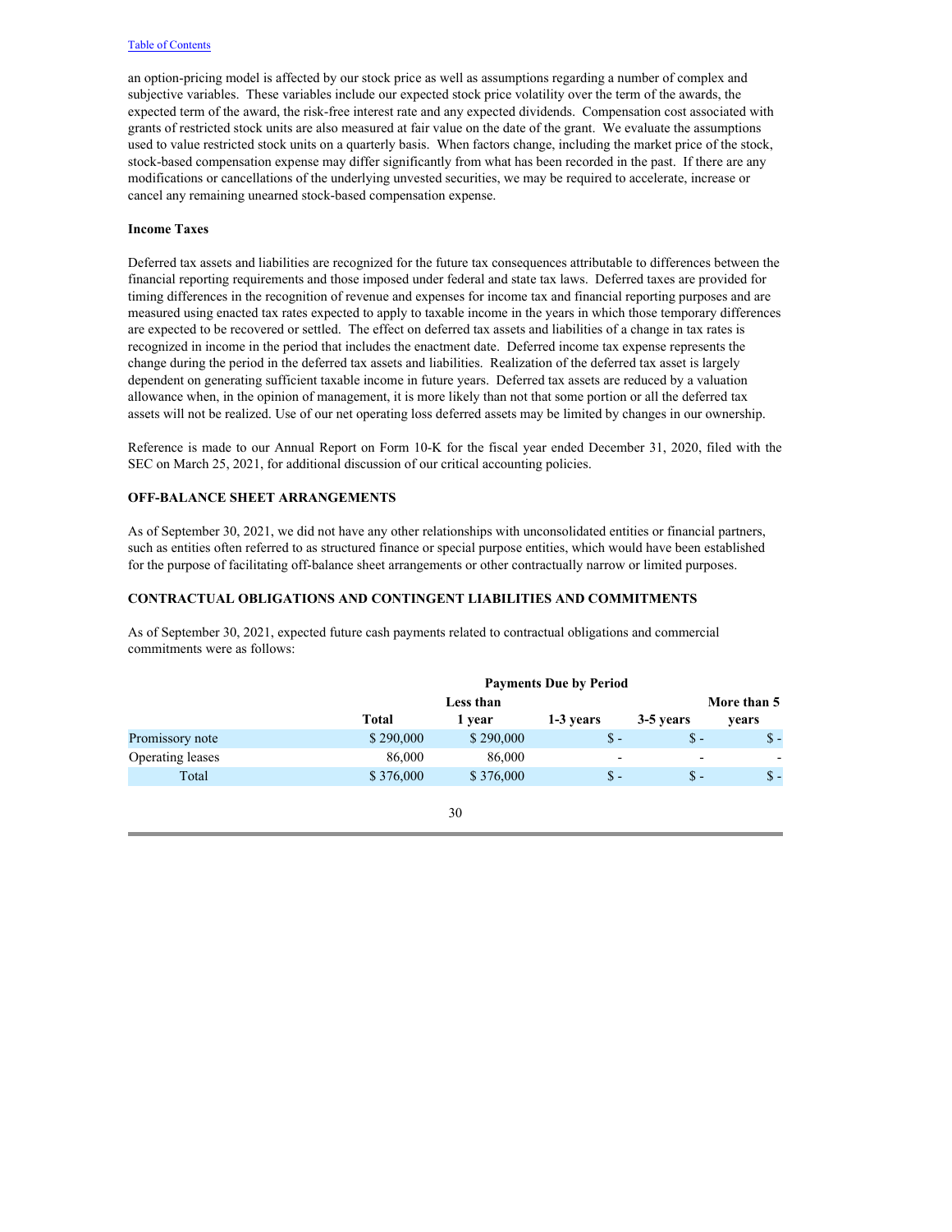an option-pricing model is affected by our stock price as well as assumptions regarding a number of complex and subjective variables. These variables include our expected stock price volatility over the term of the awards, the expected term of the award, the risk-free interest rate and any expected dividends. Compensation cost associated with grants of restricted stock units are also measured at fair value on the date of the grant. We evaluate the assumptions used to value restricted stock units on a quarterly basis. When factors change, including the market price of the stock, stock-based compensation expense may differ significantly from what has been recorded in the past. If there are any modifications or cancellations of the underlying unvested securities, we may be required to accelerate, increase or cancel any remaining unearned stock-based compensation expense.

**Income Taxes**

Deferred tax assets and liabilities are recognized for the future tax consequences attributable to differences between the financial reporting requirements and those imposed under federal and state tax laws. Deferred taxes are provided for timing differences in the recognition of revenue and expenses for income tax and financial reporting purposes and are measured using enacted tax rates expected to apply to taxable income in the years in which those temporary differences are expected to be recovered or settled. The effect on deferred tax assets and liabilities of a change in tax rates is recognized in income in the period that includes the enactment date. Deferred income tax expense represents the change during the period in the deferred tax assets and liabilities. Realization of the deferred tax asset is largely dependent on generating sufficient taxable income in future years. Deferred tax assets are reduced by a valuation allowance when, in the opinion of management, it is more likely than not that some portion or all the deferred tax assets will not be realized. Use of our net operating loss deferred assets may be limited by changes in our ownership.

Reference is made to our Annual Report on Form 10-K for the fiscal year ended December 31, 2020, filed with the SEC on March 25, 2021, for additional discussion of our critical accounting policies.

## OFF-BALANCE SHEET ARRANGEMENTS

As of September 30, 2021, we did not have any other relationships with unconsolidated entities or financial partners, such as entities often referred to as structured finance or special purpose entities, which would have been established for the purpose of facilitating off-balance sheet arrangements or other contractually narrow or limited purposes.

## CONTRACTUAL OBLIGATIONS AND CONTINGENT LIABILITIES AND COMMITMENTS

As of September 30, 2021, expected future cash payments related to contractual obligations and commercial commitments were as follows:

| | Payments Due by Period | | | | |
|---|---|---|---|---|---|
| | Total | Less than 1 year | 1-3 years | 3-5 years | More than 5 years |
| Promissory note | $ 290,000 | $ 290,000 | $ - | $ - | $ - |
| Operating leases | 86,000 | 86,000 | - | - | - |
| Total | $ 376,000 | $ 376,000 | $ - | $ - | $ - |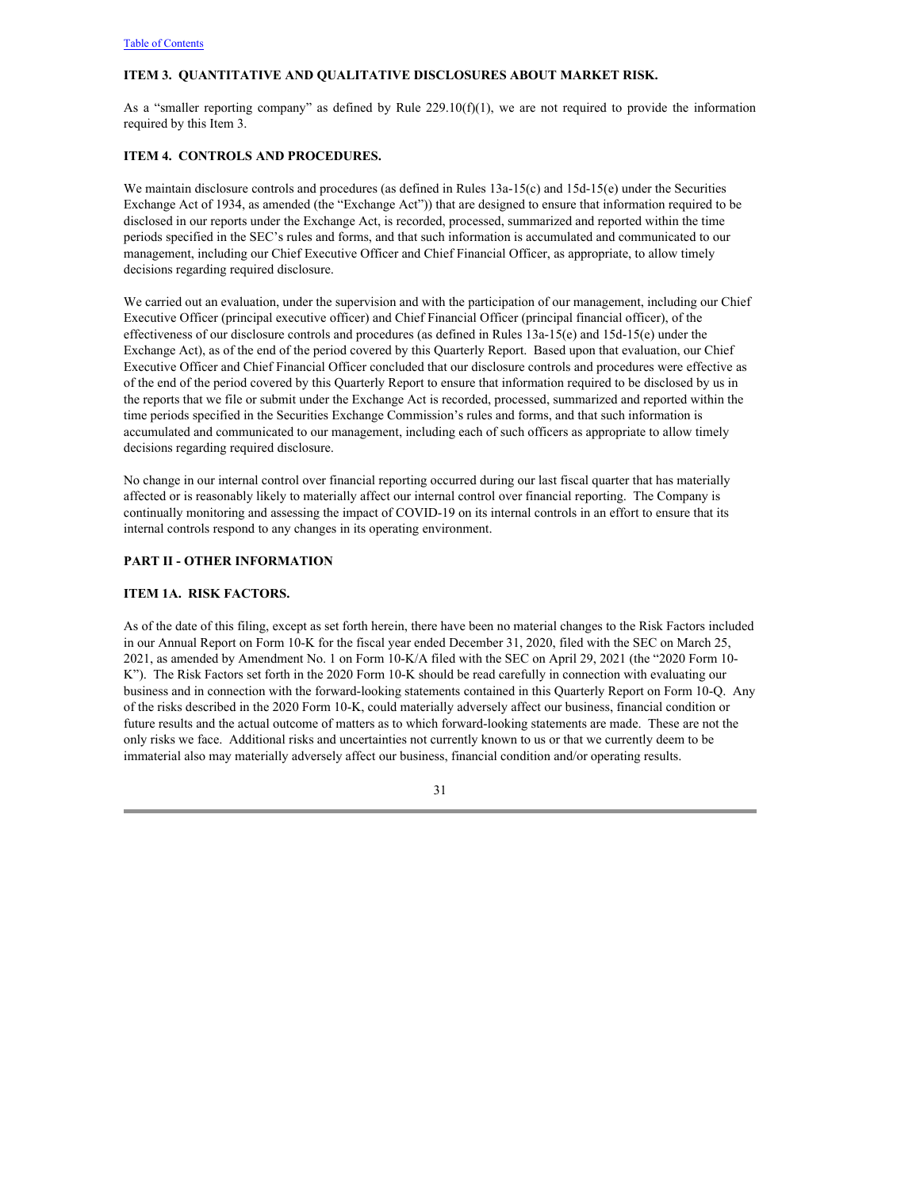## ITEM 3. QUANTITATIVE AND QUALITATIVE DISCLOSURES ABOUT MARKET RISK.

As a "smaller reporting company" as defined by Rule 229.10(f)(1), we are not required to provide the information required by this Item 3.

## ITEM 4. CONTROLS AND PROCEDURES.

We maintain disclosure controls and procedures (as defined in Rules 13a-15(c) and 15d-15(e) under the Securities Exchange Act of 1934, as amended (the "Exchange Act")) that are designed to ensure that information required to be disclosed in our reports under the Exchange Act, is recorded, processed, summarized and reported within the time periods specified in the SEC's rules and forms, and that such information is accumulated and communicated to our management, including our Chief Executive Officer and Chief Financial Officer, as appropriate, to allow timely decisions regarding required disclosure.

We carried out an evaluation, under the supervision and with the participation of our management, including our Chief Executive Officer (principal executive officer) and Chief Financial Officer (principal financial officer), of the effectiveness of our disclosure controls and procedures (as defined in Rules 13a-15(e) and 15d-15(e) under the Exchange Act), as of the end of the period covered by this Quarterly Report. Based upon that evaluation, our Chief Executive Officer and Chief Financial Officer concluded that our disclosure controls and procedures were effective as of the end of the period covered by this Quarterly Report to ensure that information required to be disclosed by us in the reports that we file or submit under the Exchange Act is recorded, processed, summarized and reported within the time periods specified in the Securities Exchange Commission's rules and forms, and that such information is accumulated and communicated to our management, including each of such officers as appropriate to allow timely decisions regarding required disclosure.

No change in our internal control over financial reporting occurred during our last fiscal quarter that has materially affected or is reasonably likely to materially affect our internal control over financial reporting. The Company is continually monitoring and assessing the impact of COVID-19 on its internal controls in an effort to ensure that its internal controls respond to any changes in its operating environment.

# PART II - OTHER INFORMATION

## ITEM 1A. RISK FACTORS.

As of the date of this filing, except as set forth herein, there have been no material changes to the Risk Factors included in our Annual Report on Form 10-K for the fiscal year ended December 31, 2020, filed with the SEC on March 25, 2021, as amended by Amendment No. 1 on Form 10-K/A filed with the SEC on April 29, 2021 (the "2020 Form 10-K"). The Risk Factors set forth in the 2020 Form 10-K should be read carefully in connection with evaluating our business and in connection with the forward-looking statements contained in this Quarterly Report on Form 10-Q. Any of the risks described in the 2020 Form 10-K, could materially adversely affect our business, financial condition or future results and the actual outcome of matters as to which forward-looking statements are made. These are not the only risks we face. Additional risks and uncertainties not currently known to us or that we currently deem to be immaterial also may materially adversely affect our business, financial condition and/or operating results.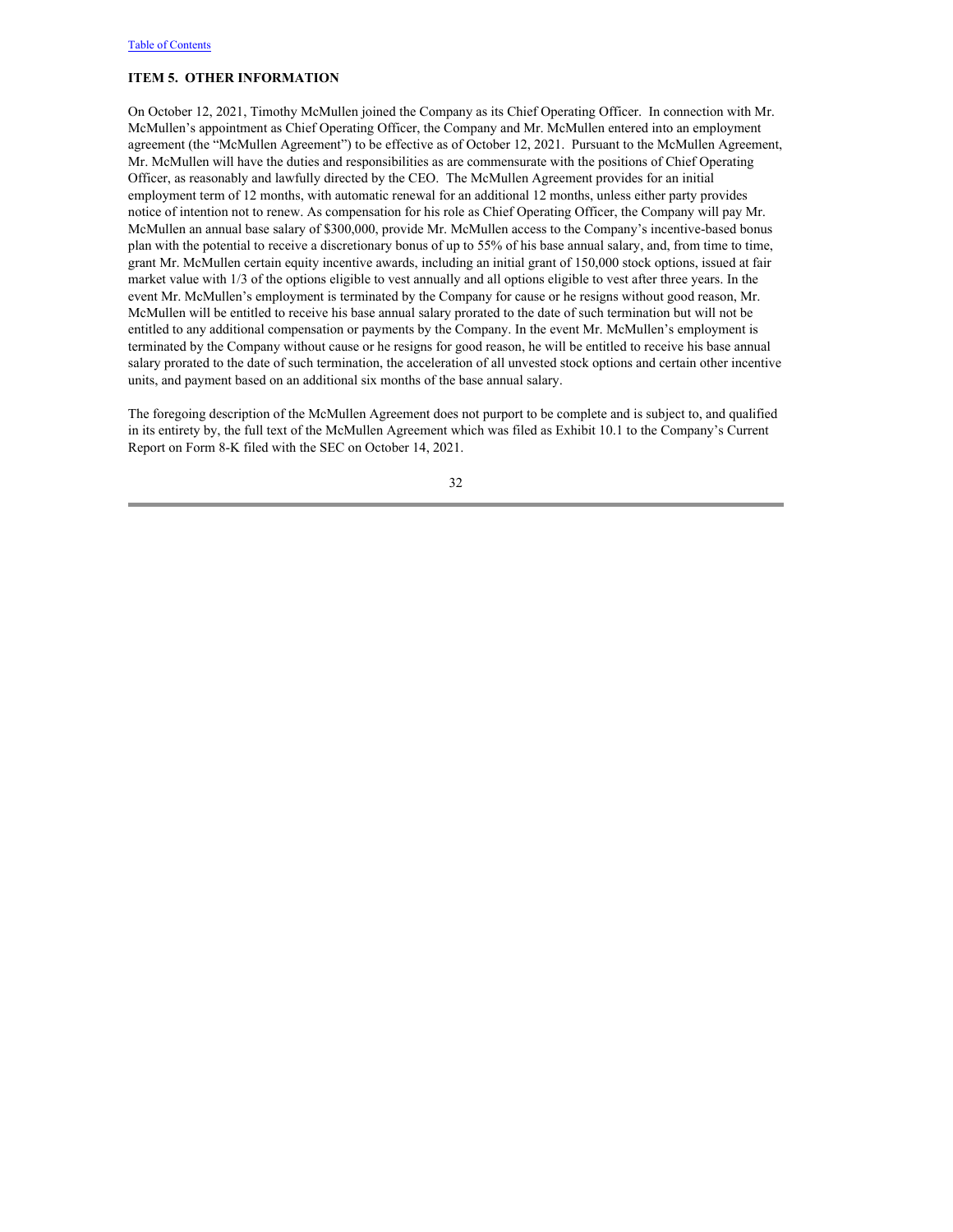### ITEM 5. OTHER INFORMATION

On October 12, 2021, Timothy McMullen joined the Company as its Chief Operating Officer. In connection with Mr. McMullen's appointment as Chief Operating Officer, the Company and Mr. McMullen entered into an employment agreement (the "McMullen Agreement") to be effective as of October 12, 2021. Pursuant to the McMullen Agreement, Mr. McMullen will have the duties and responsibilities as are commensurate with the positions of Chief Operating Officer, as reasonably and lawfully directed by the CEO. The McMullen Agreement provides for an initial employment term of 12 months, with automatic renewal for an additional 12 months, unless either party provides notice of intention not to renew. As compensation for his role as Chief Operating Officer, the Company will pay Mr. McMullen an annual base salary of $300,000, provide Mr. McMullen access to the Company's incentive-based bonus plan with the potential to receive a discretionary bonus of up to 55% of his base annual salary, and, from time to time, grant Mr. McMullen certain equity incentive awards, including an initial grant of 150,000 stock options, issued at fair market value with 1/3 of the options eligible to vest annually and all options eligible to vest after three years. In the event Mr. McMullen's employment is terminated by the Company for cause or he resigns without good reason, Mr. McMullen will be entitled to receive his base annual salary prorated to the date of such termination but will not be entitled to any additional compensation or payments by the Company. In the event Mr. McMullen's employment is terminated by the Company without cause or he resigns for good reason, he will be entitled to receive his base annual salary prorated to the date of such termination, the acceleration of all unvested stock options and certain other incentive units, and payment based on an additional six months of the base annual salary.

The foregoing description of the McMullen Agreement does not purport to be complete and is subject to, and qualified in its entirety by, the full text of the McMullen Agreement which was filed as Exhibit 10.1 to the Company's Current Report on Form 8-K filed with the SEC on October 14, 2021.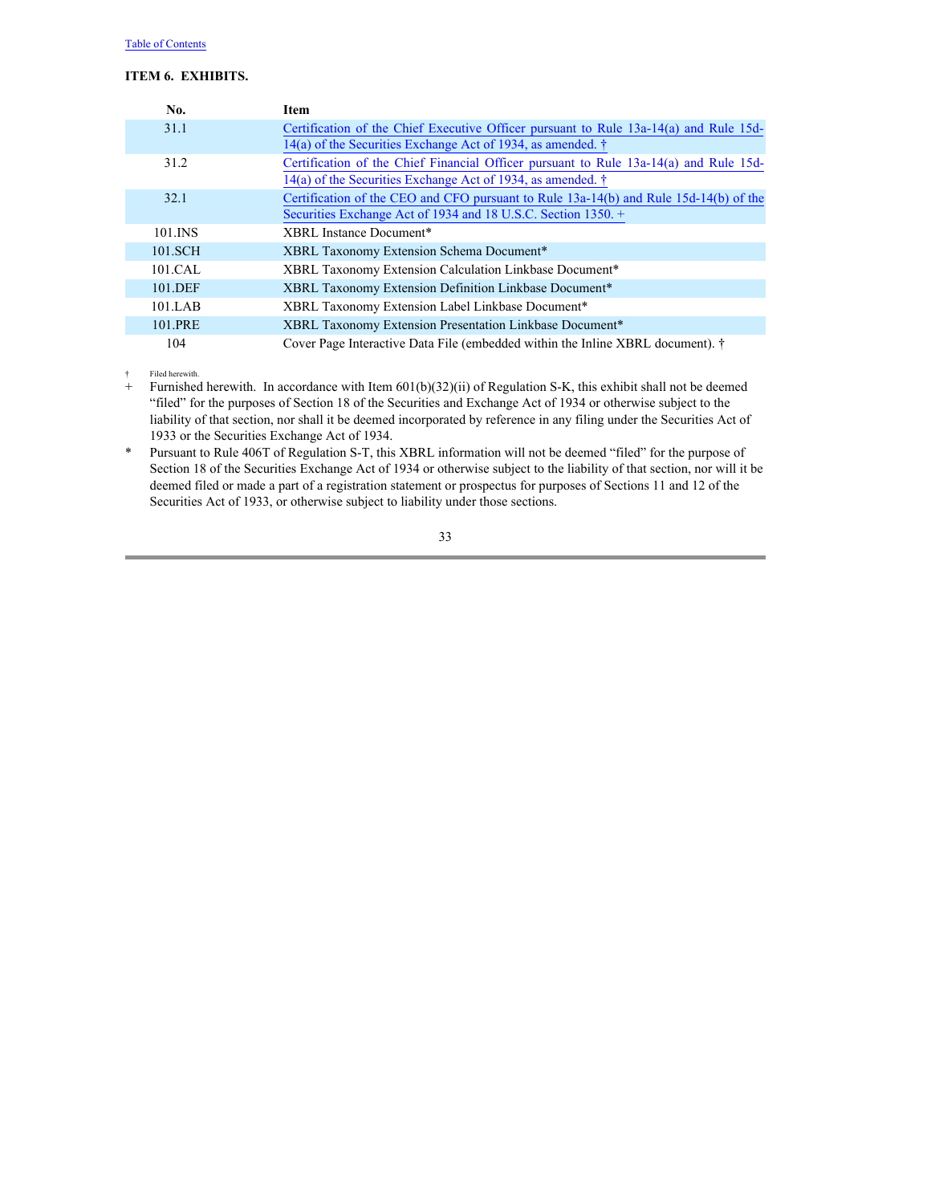### ITEM 6. EXHIBITS.

| No. | Item |
|---|---|
| 31.1 | Certification of the Chief Executive Officer pursuant to Rule 13a-14(a) and Rule 15d-14(a) of the Securities Exchange Act of 1934, as amended. † |
| 31.2 | Certification of the Chief Financial Officer pursuant to Rule 13a-14(a) and Rule 15d-14(a) of the Securities Exchange Act of 1934, as amended. † |
| 32.1 | Certification of the CEO and CFO pursuant to Rule 13a-14(b) and Rule 15d-14(b) of the Securities Exchange Act of 1934 and 18 U.S.C. Section 1350. + |
| 101.INS | XBRL Instance Document* |
| 101.SCH | XBRL Taxonomy Extension Schema Document* |
| 101.CAL | XBRL Taxonomy Extension Calculation Linkbase Document* |
| 101.DEF | XBRL Taxonomy Extension Definition Linkbase Document* |
| 101.LAB | XBRL Taxonomy Extension Label Linkbase Document* |
| 101.PRE | XBRL Taxonomy Extension Presentation Linkbase Document* |
| 104 | Cover Page Interactive Data File (embedded within the Inline XBRL document). † |

† Filed herewith.

+ Furnished herewith. In accordance with Item 601(b)(32)(ii) of Regulation S-K, this exhibit shall not be deemed "filed" for the purposes of Section 18 of the Securities and Exchange Act of 1934 or otherwise subject to the liability of that section, nor shall it be deemed incorporated by reference in any filing under the Securities Act of 1933 or the Securities Exchange Act of 1934.

* Pursuant to Rule 406T of Regulation S-T, this XBRL information will not be deemed "filed" for the purpose of Section 18 of the Securities Exchange Act of 1934 or otherwise subject to the liability of that section, nor will it be deemed filed or made a part of a registration statement or prospectus for purposes of Sections 11 and 12 of the Securities Act of 1933, or otherwise subject to liability under those sections.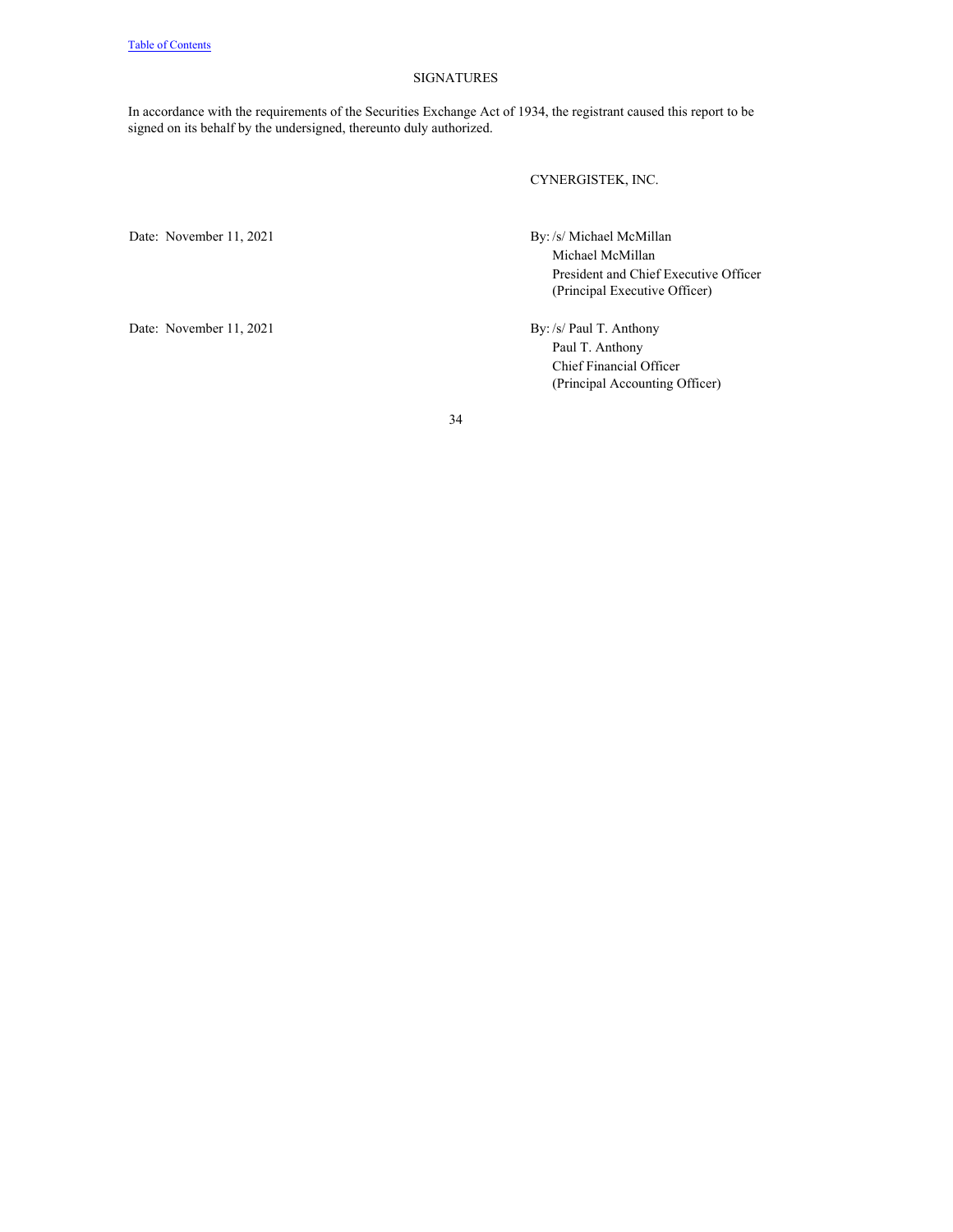## SIGNATURES

In accordance with the requirements of the Securities Exchange Act of 1934, the registrant caused this report to be signed on its behalf by the undersigned, thereunto duly authorized.

CYNERGISTEK, INC.

Date: November 11, 2021

By: /s/ Michael McMillan
Michael McMillan
President and Chief Executive Officer
(Principal Executive Officer)

Date: November 11, 2021

By: /s/ Paul T. Anthony
Paul T. Anthony
Chief Financial Officer
(Principal Accounting Officer)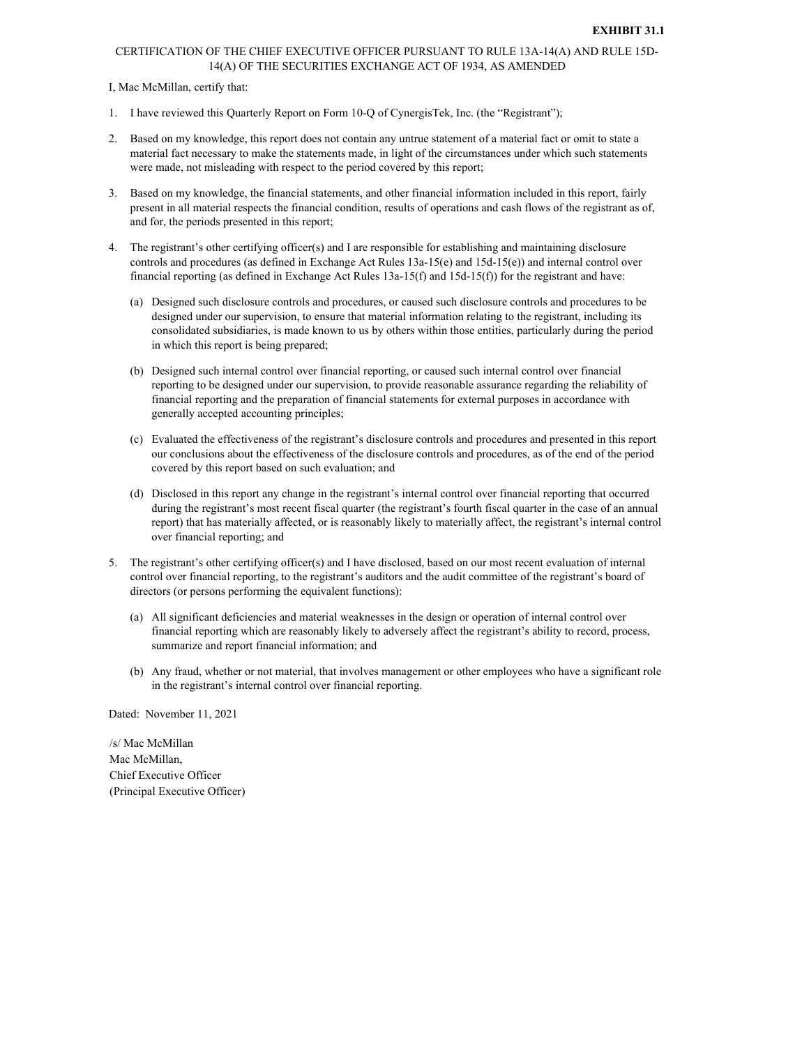**EXHIBIT 31.1**

CERTIFICATION OF THE CHIEF EXECUTIVE OFFICER PURSUANT TO RULE 13A-14(A) AND RULE 15D-14(A) OF THE SECURITIES EXCHANGE ACT OF 1934, AS AMENDED

I, Mac McMillan, certify that:

1. I have reviewed this Quarterly Report on Form 10-Q of CynergisTek, Inc. (the "Registrant");

2. Based on my knowledge, this report does not contain any untrue statement of a material fact or omit to state a material fact necessary to make the statements made, in light of the circumstances under which such statements were made, not misleading with respect to the period covered by this report;

3. Based on my knowledge, the financial statements, and other financial information included in this report, fairly present in all material respects the financial condition, results of operations and cash flows of the registrant as of, and for, the periods presented in this report;

4. The registrant's other certifying officer(s) and I are responsible for establishing and maintaining disclosure controls and procedures (as defined in Exchange Act Rules 13a-15(e) and 15d-15(e)) and internal control over financial reporting (as defined in Exchange Act Rules 13a-15(f) and 15d-15(f)) for the registrant and have:

   (a) Designed such disclosure controls and procedures, or caused such disclosure controls and procedures to be designed under our supervision, to ensure that material information relating to the registrant, including its consolidated subsidiaries, is made known to us by others within those entities, particularly during the period in which this report is being prepared;

   (b) Designed such internal control over financial reporting, or caused such internal control over financial reporting to be designed under our supervision, to provide reasonable assurance regarding the reliability of financial reporting and the preparation of financial statements for external purposes in accordance with generally accepted accounting principles;

   (c) Evaluated the effectiveness of the registrant's disclosure controls and procedures and presented in this report our conclusions about the effectiveness of the disclosure controls and procedures, as of the end of the period covered by this report based on such evaluation; and

   (d) Disclosed in this report any change in the registrant's internal control over financial reporting that occurred during the registrant's most recent fiscal quarter (the registrant's fourth fiscal quarter in the case of an annual report) that has materially affected, or is reasonably likely to materially affect, the registrant's internal control over financial reporting; and

5. The registrant's other certifying officer(s) and I have disclosed, based on our most recent evaluation of internal control over financial reporting, to the registrant's auditors and the audit committee of the registrant's board of directors (or persons performing the equivalent functions):

   (a) All significant deficiencies and material weaknesses in the design or operation of internal control over financial reporting which are reasonably likely to adversely affect the registrant's ability to record, process, summarize and report financial information; and

   (b) Any fraud, whether or not material, that involves management or other employees who have a significant role in the registrant's internal control over financial reporting.

Dated: November 11, 2021

/s/ Mac McMillan
Mac McMillan,
Chief Executive Officer
(Principal Executive Officer)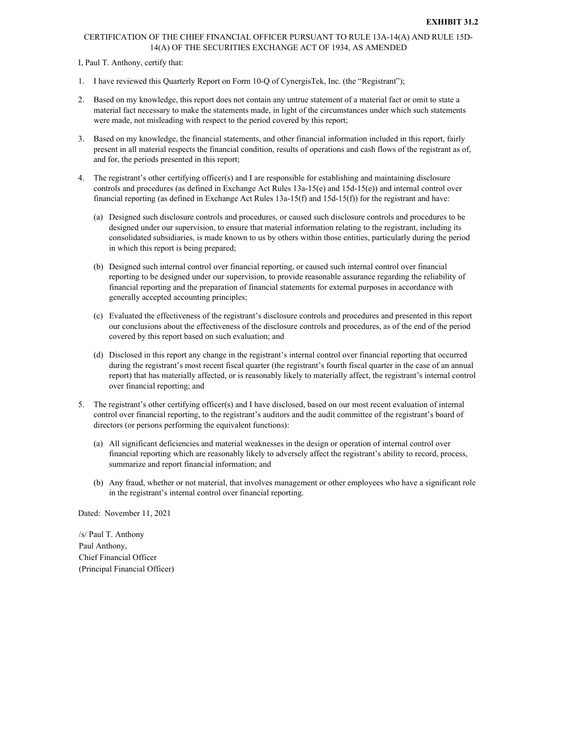**EXHIBIT 31.2**

CERTIFICATION OF THE CHIEF FINANCIAL OFFICER PURSUANT TO RULE 13A-14(A) AND RULE 15D-14(A) OF THE SECURITIES EXCHANGE ACT OF 1934, AS AMENDED

I, Paul T. Anthony, certify that:

1. I have reviewed this Quarterly Report on Form 10-Q of CynergisTek, Inc. (the "Registrant");

2. Based on my knowledge, this report does not contain any untrue statement of a material fact or omit to state a material fact necessary to make the statements made, in light of the circumstances under which such statements were made, not misleading with respect to the period covered by this report;

3. Based on my knowledge, the financial statements, and other financial information included in this report, fairly present in all material respects the financial condition, results of operations and cash flows of the registrant as of, and for, the periods presented in this report;

4. The registrant's other certifying officer(s) and I are responsible for establishing and maintaining disclosure controls and procedures (as defined in Exchange Act Rules 13a-15(e) and 15d-15(e)) and internal control over financial reporting (as defined in Exchange Act Rules 13a-15(f) and 15d-15(f)) for the registrant and have:

   (a) Designed such disclosure controls and procedures, or caused such disclosure controls and procedures to be designed under our supervision, to ensure that material information relating to the registrant, including its consolidated subsidiaries, is made known to us by others within those entities, particularly during the period in which this report is being prepared;

   (b) Designed such internal control over financial reporting, or caused such internal control over financial reporting to be designed under our supervision, to provide reasonable assurance regarding the reliability of financial reporting and the preparation of financial statements for external purposes in accordance with generally accepted accounting principles;

   (c) Evaluated the effectiveness of the registrant's disclosure controls and procedures and presented in this report our conclusions about the effectiveness of the disclosure controls and procedures, as of the end of the period covered by this report based on such evaluation; and

   (d) Disclosed in this report any change in the registrant's internal control over financial reporting that occurred during the registrant's most recent fiscal quarter (the registrant's fourth fiscal quarter in the case of an annual report) that has materially affected, or is reasonably likely to materially affect, the registrant's internal control over financial reporting; and

5. The registrant's other certifying officer(s) and I have disclosed, based on our most recent evaluation of internal control over financial reporting, to the registrant's auditors and the audit committee of the registrant's board of directors (or persons performing the equivalent functions):

   (a) All significant deficiencies and material weaknesses in the design or operation of internal control over financial reporting which are reasonably likely to adversely affect the registrant's ability to record, process, summarize and report financial information; and

   (b) Any fraud, whether or not material, that involves management or other employees who have a significant role in the registrant's internal control over financial reporting.

Dated: November 11, 2021

/s/ Paul T. Anthony  
Paul Anthony,  
Chief Financial Officer  
(Principal Financial Officer)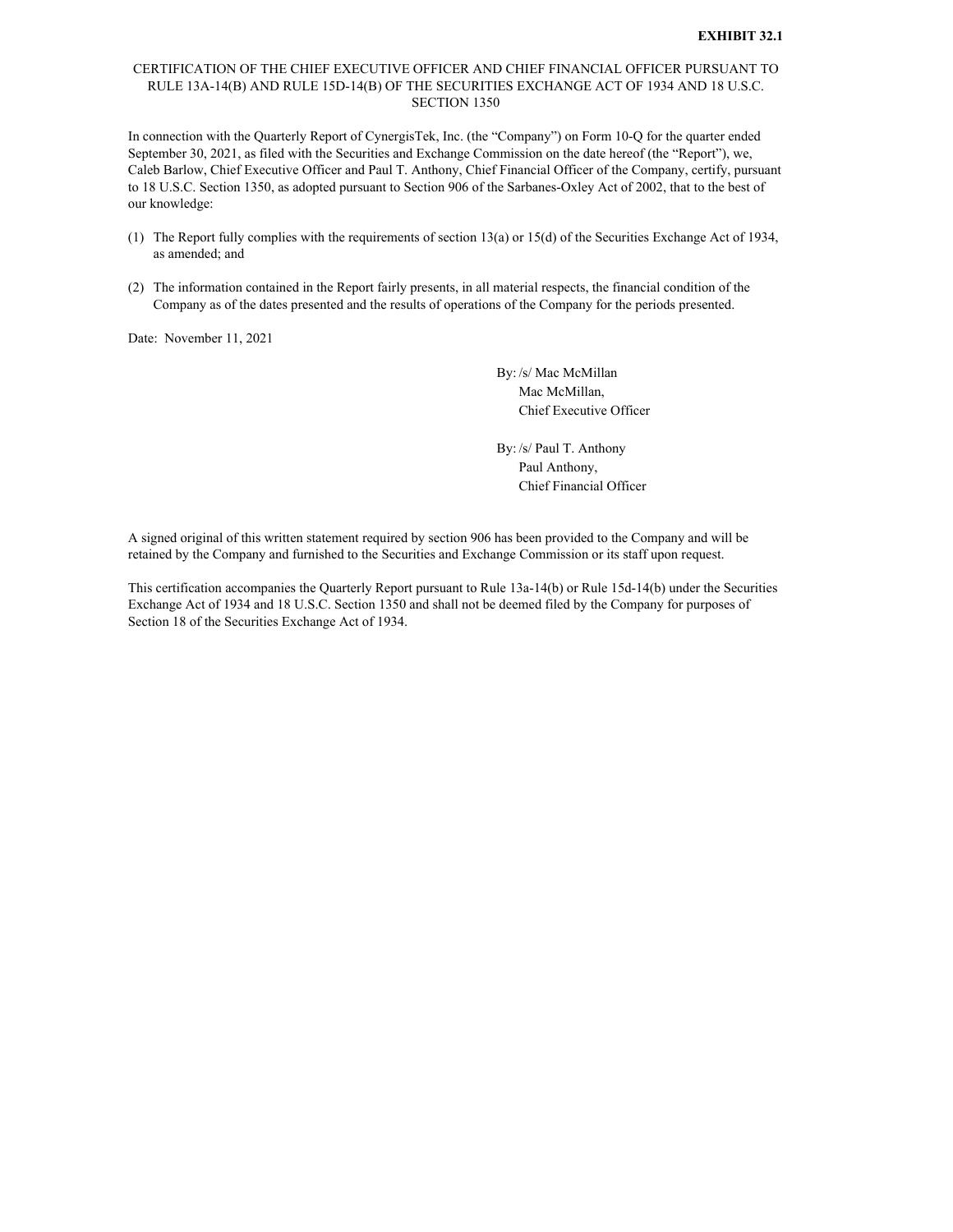**EXHIBIT 32.1**

CERTIFICATION OF THE CHIEF EXECUTIVE OFFICER AND CHIEF FINANCIAL OFFICER PURSUANT TO RULE 13A-14(B) AND RULE 15D-14(B) OF THE SECURITIES EXCHANGE ACT OF 1934 AND 18 U.S.C. SECTION 1350

In connection with the Quarterly Report of CynergisTek, Inc. (the "Company") on Form 10-Q for the quarter ended September 30, 2021, as filed with the Securities and Exchange Commission on the date hereof (the "Report"), we, Caleb Barlow, Chief Executive Officer and Paul T. Anthony, Chief Financial Officer of the Company, certify, pursuant to 18 U.S.C. Section 1350, as adopted pursuant to Section 906 of the Sarbanes-Oxley Act of 2002, that to the best of our knowledge:

(1) The Report fully complies with the requirements of section 13(a) or 15(d) of the Securities Exchange Act of 1934, as amended; and

(2) The information contained in the Report fairly presents, in all material respects, the financial condition of the Company as of the dates presented and the results of operations of the Company for the periods presented.

Date: November 11, 2021

By: /s/ Mac McMillan
Mac McMillan,
Chief Executive Officer

By: /s/ Paul T. Anthony
Paul Anthony,
Chief Financial Officer

A signed original of this written statement required by section 906 has been provided to the Company and will be retained by the Company and furnished to the Securities and Exchange Commission or its staff upon request.

This certification accompanies the Quarterly Report pursuant to Rule 13a-14(b) or Rule 15d-14(b) under the Securities Exchange Act of 1934 and 18 U.S.C. Section 1350 and shall not be deemed filed by the Company for purposes of Section 18 of the Securities Exchange Act of 1934.